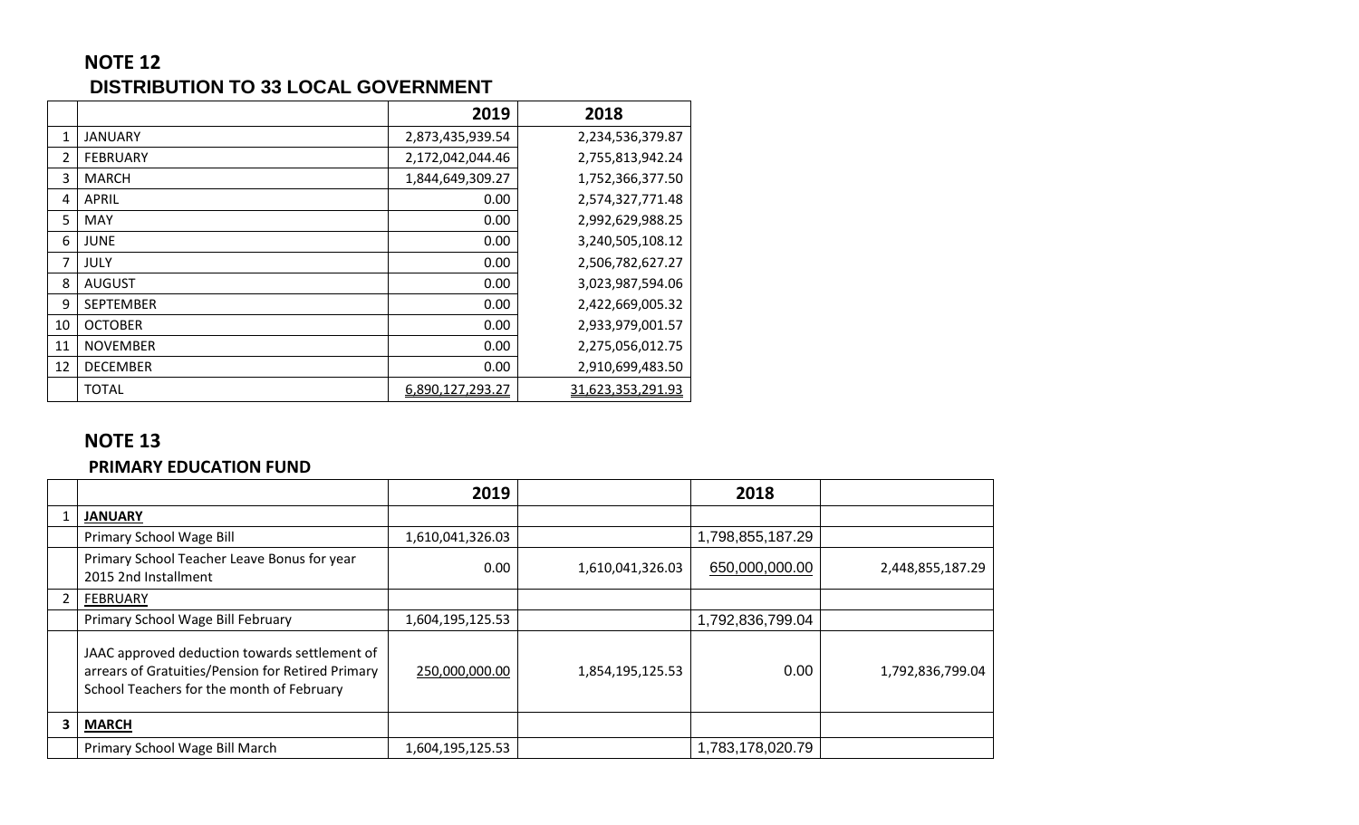## NOTE 12

### DISTRIBUTION TO 33 LOCAL GOVERNMENT

| | | 2019 | 2018 |
|---|---|---|---|
| 1 | JANUARY | 2,873,435,939.54 | 2,234,536,379.87 |
| 2 | FEBRUARY | 2,172,042,044.46 | 2,755,813,942.24 |
| 3 | MARCH | 1,844,649,309.27 | 1,752,366,377.50 |
| 4 | APRIL | 0.00 | 2,574,327,771.48 |
| 5 | MAY | 0.00 | 2,992,629,988.25 |
| 6 | JUNE | 0.00 | 3,240,505,108.12 |
| 7 | JULY | 0.00 | 2,506,782,627.27 |
| 8 | AUGUST | 0.00 | 3,023,987,594.06 |
| 9 | SEPTEMBER | 0.00 | 2,422,669,005.32 |
| 10 | OCTOBER | 0.00 | 2,933,979,001.57 |
| 11 | NOVEMBER | 0.00 | 2,275,056,012.75 |
| 12 | DECEMBER | 0.00 | 2,910,699,483.50 |
| | TOTAL | 6,890,127,293.27 | 31,623,353,291.93 |

## NOTE 13

### PRIMARY EDUCATION FUND

| | | 2019 | | 2018 | |
|---|---|---|---|---|---|
| 1 | **JANUARY** | | | | |
| | Primary School Wage Bill | 1,610,041,326.03 | | 1,798,855,187.29 | |
| | Primary School Teacher Leave Bonus for year 2015 2nd Installment | 0.00 | 1,610,041,326.03 | 650,000,000.00 | 2,448,855,187.29 |
| 2 | **FEBRUARY** | | | | |
| | Primary School Wage Bill February | 1,604,195,125.53 | | 1,792,836,799.04 | |
| | JAAC approved deduction towards settlement of arrears of Gratuities/Pension for Retired Primary School Teachers for the month of February | 250,000,000.00 | 1,854,195,125.53 | 0.00 | 1,792,836,799.04 |
| 3 | **MARCH** | | | | |
| | Primary School Wage Bill March | 1,604,195,125.53 | | 1,783,178,020.79 | |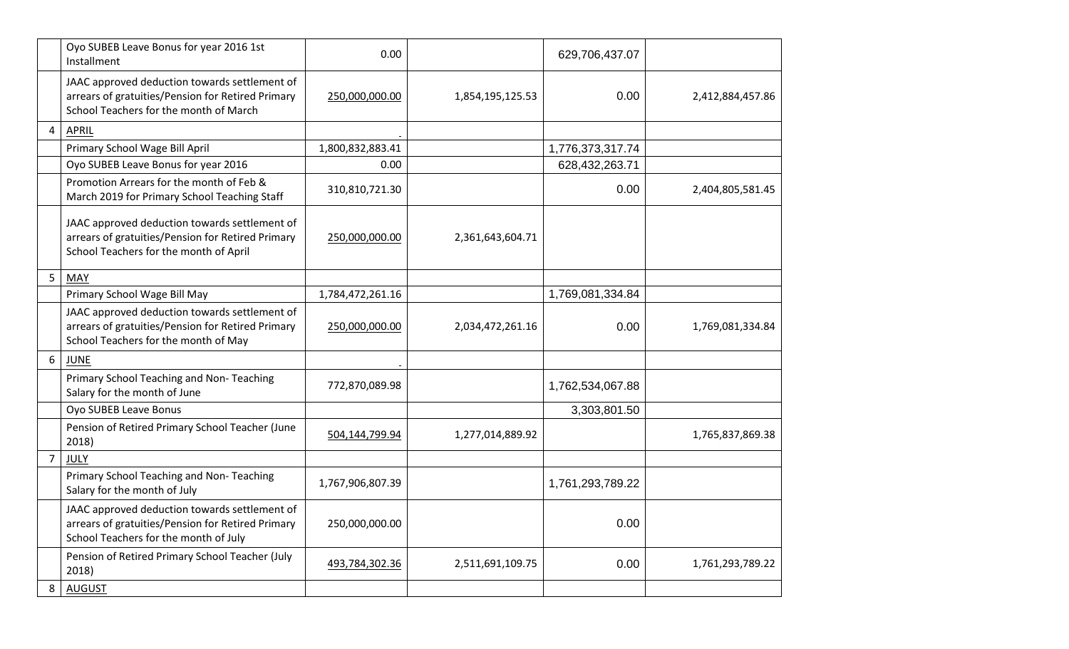| | | | | | |
|---|---|---|---|---|---|
| | Oyo SUBEB Leave Bonus for year 2016 1st Installment | 0.00 | | 629,706,437.07 | |
| | JAAC approved deduction towards settlement of arrears of gratuities/Pension for Retired Primary School Teachers for the month of March | 250,000,000.00 | 1,854,195,125.53 | 0.00 | 2,412,884,457.86 |
| 4 | APRIL | - | | | |
| | Primary School Wage Bill April | 1,800,832,883.41 | | 1,776,373,317.74 | |
| | Oyo SUBEB Leave Bonus for year 2016 | 0.00 | | 628,432,263.71 | |
| | Promotion Arrears for the month of Feb & March 2019 for Primary School Teaching Staff | 310,810,721.30 | | 0.00 | 2,404,805,581.45 |
| | JAAC approved deduction towards settlement of arrears of gratuities/Pension for Retired Primary School Teachers for the month of April | 250,000,000.00 | 2,361,643,604.71 | | |
| 5 | MAY | | | | |
| | Primary School Wage Bill May | 1,784,472,261.16 | | 1,769,081,334.84 | |
| | JAAC approved deduction towards settlement of arrears of gratuities/Pension for Retired Primary School Teachers for the month of May | 250,000,000.00 | 2,034,472,261.16 | 0.00 | 1,769,081,334.84 |
| 6 | JUNE | - | | | |
| | Primary School Teaching and Non- Teaching Salary for the month of June | 772,870,089.98 | | 1,762,534,067.88 | |
| | Oyo SUBEB Leave Bonus | | | 3,303,801.50 | |
| | Pension of Retired Primary School Teacher (June 2018) | 504,144,799.94 | 1,277,014,889.92 | | 1,765,837,869.38 |
| 7 | JULY | | | | |
| | Primary School Teaching and Non- Teaching Salary for the month of July | 1,767,906,807.39 | | 1,761,293,789.22 | |
| | JAAC approved deduction towards settlement of arrears of gratuities/Pension for Retired Primary School Teachers for the month of July | 250,000,000.00 | | 0.00 | |
| | Pension of Retired Primary School Teacher (July 2018) | 493,784,302.36 | 2,511,691,109.75 | 0.00 | 1,761,293,789.22 |
| 8 | AUGUST | | | | |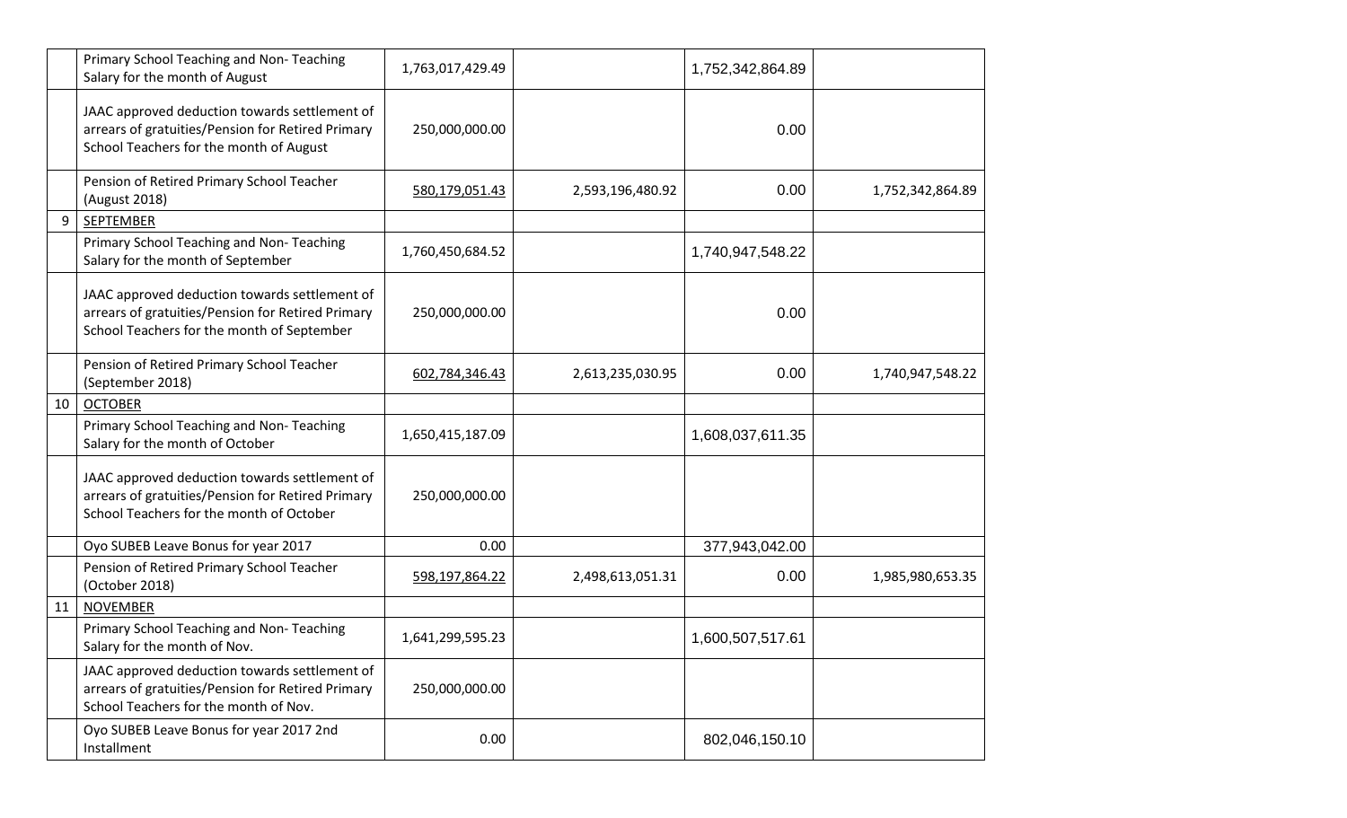| | | | | | |
|---|---|---|---|---|---|
| | Primary School Teaching and Non- Teaching Salary for the month of August | 1,763,017,429.49 | | 1,752,342,864.89 | |
| | JAAC approved deduction towards settlement of arrears of gratuities/Pension for Retired Primary School Teachers for the month of August | 250,000,000.00 | | 0.00 | |
| | Pension of Retired Primary School Teacher (August 2018) | 580,179,051.43 | 2,593,196,480.92 | 0.00 | 1,752,342,864.89 |
| 9 | SEPTEMBER | | | | |
| | Primary School Teaching and Non- Teaching Salary for the month of September | 1,760,450,684.52 | | 1,740,947,548.22 | |
| | JAAC approved deduction towards settlement of arrears of gratuities/Pension for Retired Primary School Teachers for the month of September | 250,000,000.00 | | 0.00 | |
| | Pension of Retired Primary School Teacher (September 2018) | 602,784,346.43 | 2,613,235,030.95 | 0.00 | 1,740,947,548.22 |
| 10 | OCTOBER | | | | |
| | Primary School Teaching and Non- Teaching Salary for the month of October | 1,650,415,187.09 | | 1,608,037,611.35 | |
| | JAAC approved deduction towards settlement of arrears of gratuities/Pension for Retired Primary School Teachers for the month of October | 250,000,000.00 | | | |
| | Oyo SUBEB Leave Bonus for year 2017 | 0.00 | | 377,943,042.00 | |
| | Pension of Retired Primary School Teacher (October 2018) | 598,197,864.22 | 2,498,613,051.31 | 0.00 | 1,985,980,653.35 |
| 11 | NOVEMBER | | | | |
| | Primary School Teaching and Non- Teaching Salary for the month of Nov. | 1,641,299,595.23 | | 1,600,507,517.61 | |
| | JAAC approved deduction towards settlement of arrears of gratuities/Pension for Retired Primary School Teachers for the month of Nov. | 250,000,000.00 | | | |
| | Oyo SUBEB Leave Bonus for year 2017 2nd Installment | 0.00 | | 802,046,150.10 | |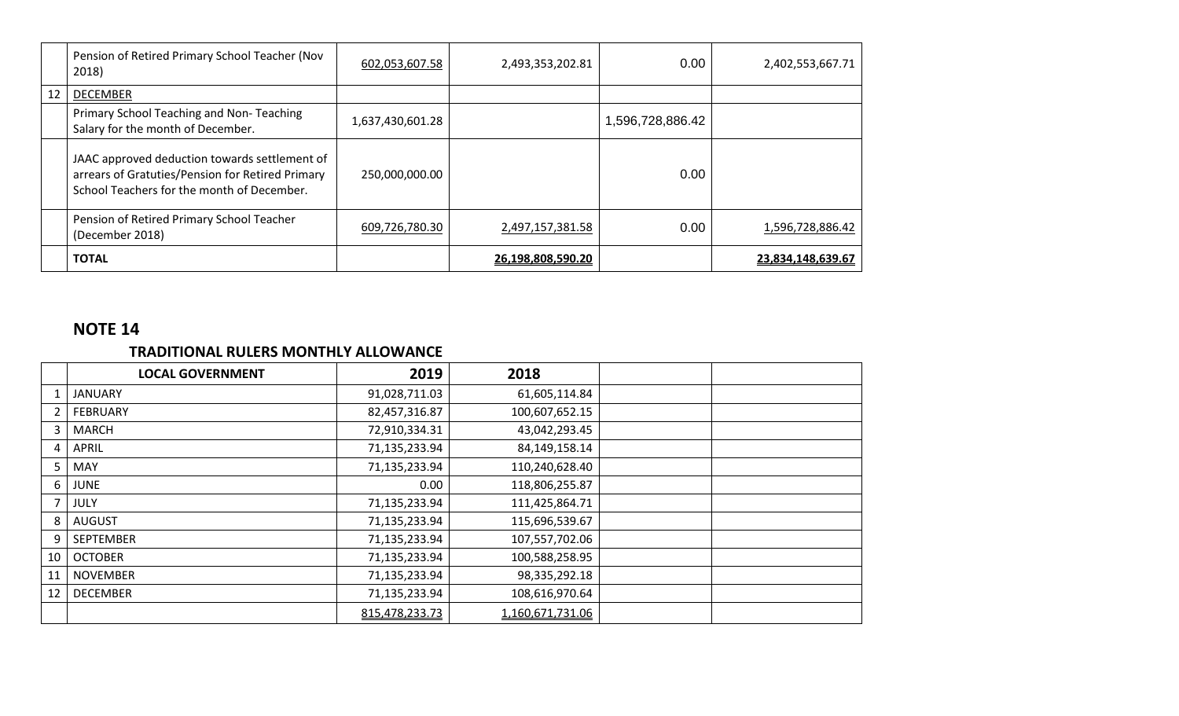| | | | | | |
|---|---|---|---|---|---|
| | Pension of Retired Primary School Teacher (Nov 2018) | 602,053,607.58 | 2,493,353,202.81 | 0.00 | 2,402,553,667.71 |
| 12 | DECEMBER | | | | |
| | Primary School Teaching and Non- Teaching Salary for the month of December. | 1,637,430,601.28 | | 1,596,728,886.42 | |
| | JAAC approved deduction towards settlement of arrears of Gratuties/Pension for Retired Primary School Teachers for the month of December. | 250,000,000.00 | | 0.00 | |
| | Pension of Retired Primary School Teacher (December 2018) | 609,726,780.30 | 2,497,157,381.58 | 0.00 | 1,596,728,886.42 |
| | **TOTAL** | | **26,198,808,590.20** | | **23,834,148,639.67** |

## NOTE 14

### TRADITIONAL RULERS MONTHLY ALLOWANCE

| | LOCAL GOVERNMENT | 2019 | 2018 | | |
|---|---|---|---|---|---|
| 1 | JANUARY | 91,028,711.03 | 61,605,114.84 | | |
| 2 | FEBRUARY | 82,457,316.87 | 100,607,652.15 | | |
| 3 | MARCH | 72,910,334.31 | 43,042,293.45 | | |
| 4 | APRIL | 71,135,233.94 | 84,149,158.14 | | |
| 5 | MAY | 71,135,233.94 | 110,240,628.40 | | |
| 6 | JUNE | 0.00 | 118,806,255.87 | | |
| 7 | JULY | 71,135,233.94 | 111,425,864.71 | | |
| 8 | AUGUST | 71,135,233.94 | 115,696,539.67 | | |
| 9 | SEPTEMBER | 71,135,233.94 | 107,557,702.06 | | |
| 10 | OCTOBER | 71,135,233.94 | 100,588,258.95 | | |
| 11 | NOVEMBER | 71,135,233.94 | 98,335,292.18 | | |
| 12 | DECEMBER | 71,135,233.94 | 108,616,970.64 | | |
| | | 815,478,233.73 | 1,160,671,731.06 | | |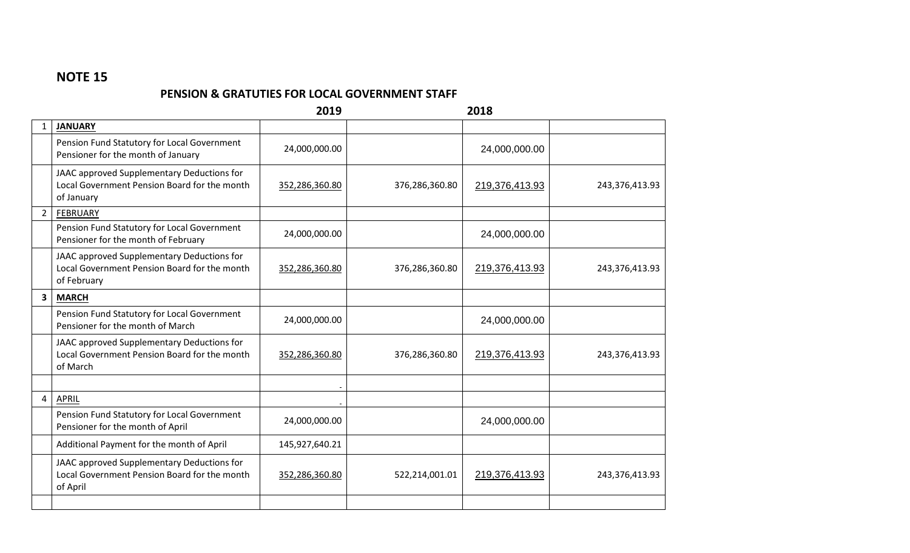## NOTE 15

### PENSION & GRATUTIES FOR LOCAL GOVERNMENT STAFF

| | | 2019 | | 2018 | |
|---|---|---|---|---|---|
| 1 | **JANUARY** | | | | |
| | Pension Fund Statutory for Local Government Pensioner for the month of January | 24,000,000.00 | | 24,000,000.00 | |
| | JAAC approved Supplementary Deductions for Local Government Pension Board for the month of January | 352,286,360.80 | 376,286,360.80 | 219,376,413.93 | 243,376,413.93 |
| 2 | FEBRUARY | | | | |
| | Pension Fund Statutory for Local Government Pensioner for the month of February | 24,000,000.00 | | 24,000,000.00 | |
| | JAAC approved Supplementary Deductions for Local Government Pension Board for the month of February | 352,286,360.80 | 376,286,360.80 | 219,376,413.93 | 243,376,413.93 |
| **3** | **MARCH** | | | | |
| | Pension Fund Statutory for Local Government Pensioner for the month of March | 24,000,000.00 | | 24,000,000.00 | |
| | JAAC approved Supplementary Deductions for Local Government Pension Board for the month of March | 352,286,360.80 | 376,286,360.80 | 219,376,413.93 | 243,376,413.93 |
| | | - | | | |
| 4 | APRIL | - | | | |
| | Pension Fund Statutory for Local Government Pensioner for the month of April | 24,000,000.00 | | 24,000,000.00 | |
| | Additional Payment for the month of April | 145,927,640.21 | | | |
| | JAAC approved Supplementary Deductions for Local Government Pension Board for the month of April | 352,286,360.80 | 522,214,001.01 | 219,376,413.93 | 243,376,413.93 |
| | | | | | |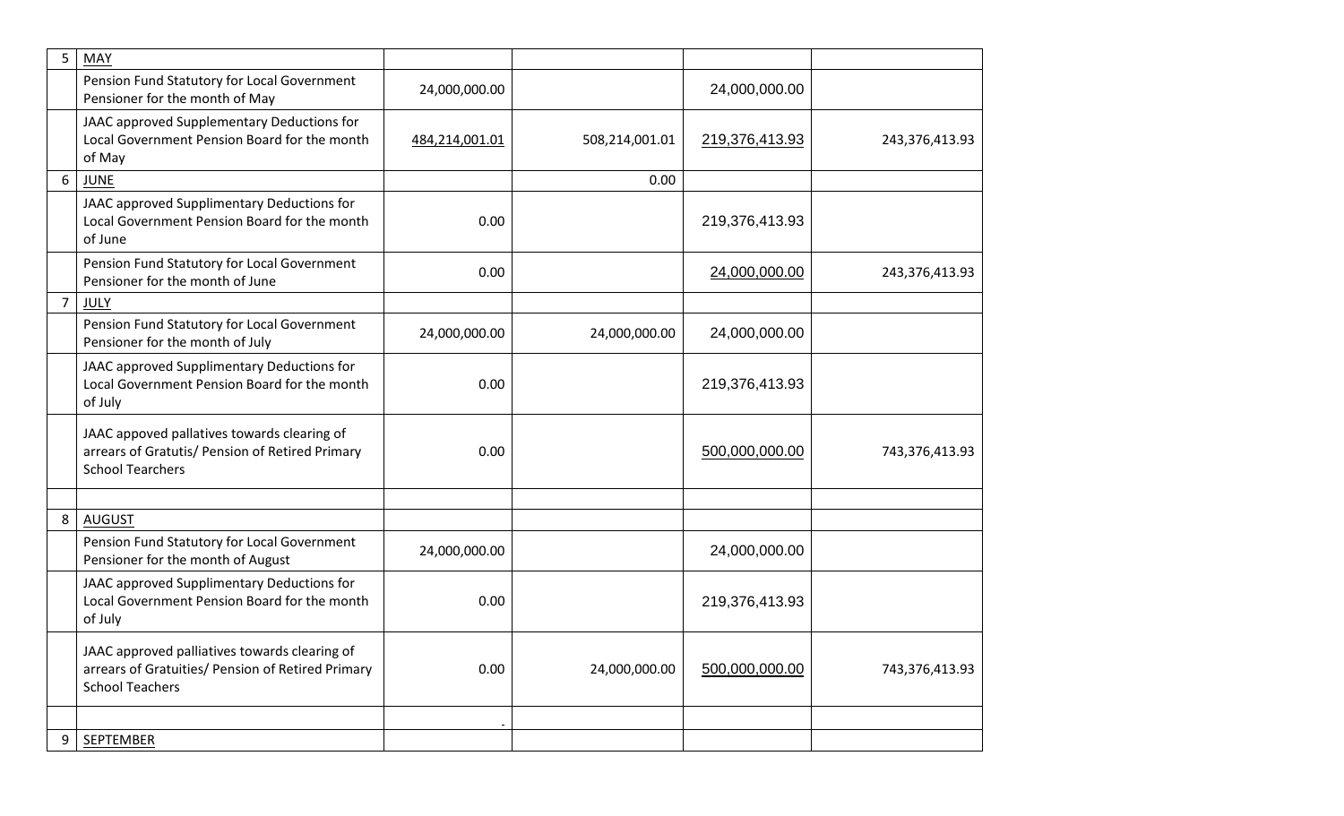| 5 | MAY | | | | |
|---|---|---|---|---|---|
| | Pension Fund Statutory for Local Government Pensioner for the month of May | 24,000,000.00 | | 24,000,000.00 | |
| | JAAC approved Supplementary Deductions for Local Government Pension Board for the month of May | 484,214,001.01 | 508,214,001.01 | 219,376,413.93 | 243,376,413.93 |
| 6 | JUNE | | 0.00 | | |
| | JAAC approved Supplimentary Deductions for Local Government Pension Board for the month of June | 0.00 | | 219,376,413.93 | |
| | Pension Fund Statutory for Local Government Pensioner for the month of June | 0.00 | | 24,000,000.00 | 243,376,413.93 |
| 7 | JULY | | | | |
| | Pension Fund Statutory for Local Government Pensioner for the month of July | 24,000,000.00 | 24,000,000.00 | 24,000,000.00 | |
| | JAAC approved Supplimentary Deductions for Local Government Pension Board for the month of July | 0.00 | | 219,376,413.93 | |
| | JAAC appoved pallatives towards clearing of arrears of Gratutis/ Pension of Retired Primary School Tearchers | 0.00 | | 500,000,000.00 | 743,376,413.93 |
| | | | | | |
| 8 | AUGUST | | | | |
| | Pension Fund Statutory for Local Government Pensioner for the month of August | 24,000,000.00 | | 24,000,000.00 | |
| | JAAC approved Supplimentary Deductions for Local Government Pension Board for the month of July | 0.00 | | 219,376,413.93 | |
| | JAAC approved palliatives towards clearing of arrears of Gratuities/ Pension of Retired Primary School Teachers | 0.00 | 24,000,000.00 | 500,000,000.00 | 743,376,413.93 |
| | | - | | | |
| 9 | SEPTEMBER | | | | |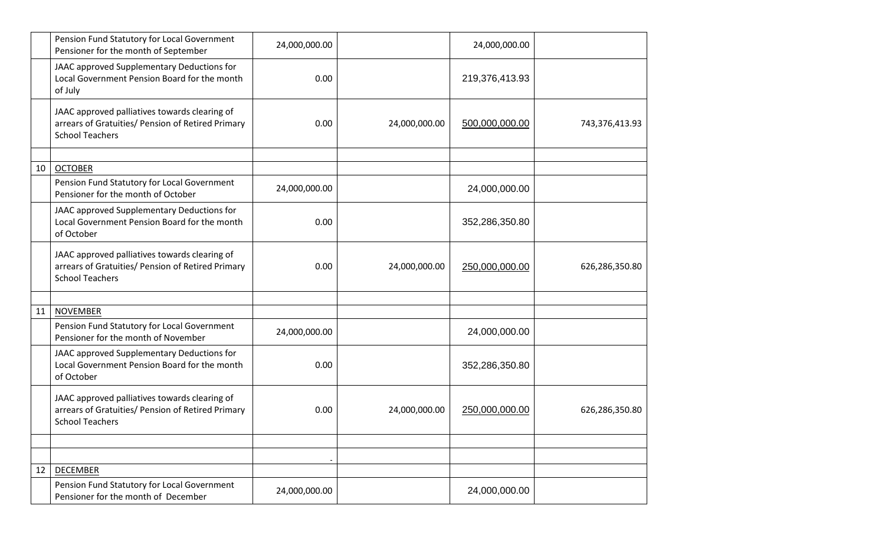| | | | | | |
|---|---|---|---|---|---|
| | Pension Fund Statutory for Local Government Pensioner for the month of September | 24,000,000.00 | | 24,000,000.00 | |
| | JAAC approved Supplementary Deductions for Local Government Pension Board for the month of July | 0.00 | | 219,376,413.93 | |
| | JAAC approved palliatives towards clearing of arrears of Gratuities/ Pension of Retired Primary School Teachers | 0.00 | 24,000,000.00 | 500,000,000.00 | 743,376,413.93 |
| | | | | | |
| 10 | OCTOBER | | | | |
| | Pension Fund Statutory for Local Government Pensioner for the month of October | 24,000,000.00 | | 24,000,000.00 | |
| | JAAC approved Supplementary Deductions for Local Government Pension Board for the month of October | 0.00 | | 352,286,350.80 | |
| | JAAC approved palliatives towards clearing of arrears of Gratuities/ Pension of Retired Primary School Teachers | 0.00 | 24,000,000.00 | 250,000,000.00 | 626,286,350.80 |
| | | | | | |
| 11 | NOVEMBER | | | | |
| | Pension Fund Statutory for Local Government Pensioner for the month of November | 24,000,000.00 | | 24,000,000.00 | |
| | JAAC approved Supplementary Deductions for Local Government Pension Board for the month of October | 0.00 | | 352,286,350.80 | |
| | JAAC approved palliatives towards clearing of arrears of Gratuities/ Pension of Retired Primary School Teachers | 0.00 | 24,000,000.00 | 250,000,000.00 | 626,286,350.80 |
| | | | | | |
| | | - | | | |
| 12 | DECEMBER | | | | |
| | Pension Fund Statutory for Local Government Pensioner for the month of December | 24,000,000.00 | | 24,000,000.00 | |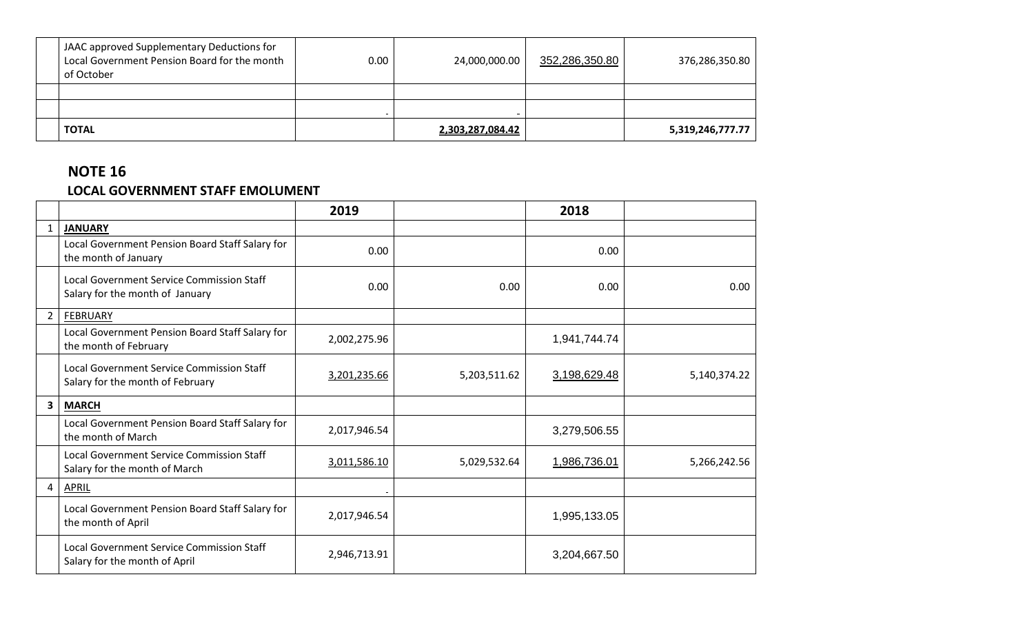| | | | | | |
|---|---|---|---|---|---|
| | JAAC approved Supplementary Deductions for Local Government Pension Board for the month of October | 0.00 | 24,000,000.00 | 352,286,350.80 | 376,286,350.80 |
| | | | | | |
| | | - | - | | |
| | **TOTAL** | | **2,303,287,084.42** | | **5,319,246,777.77** |

## NOTE 16

### LOCAL GOVERNMENT STAFF EMOLUMENT

| | | 2019 | | 2018 | |
|---|---|---|---|---|---|
| 1 | **JANUARY** | | | | |
| | Local Government Pension Board Staff Salary for the month of January | 0.00 | | 0.00 | |
| | Local Government Service Commission Staff Salary for the month of January | 0.00 | 0.00 | 0.00 | 0.00 |
| 2 | FEBRUARY | | | | |
| | Local Government Pension Board Staff Salary for the month of February | 2,002,275.96 | | 1,941,744.74 | |
| | Local Government Service Commission Staff Salary for the month of February | 3,201,235.66 | 5,203,511.62 | 3,198,629.48 | 5,140,374.22 |
| **3** | **MARCH** | | | | |
| | Local Government Pension Board Staff Salary for the month of March | 2,017,946.54 | | 3,279,506.55 | |
| | Local Government Service Commission Staff Salary for the month of March | 3,011,586.10 | 5,029,532.64 | 1,986,736.01 | 5,266,242.56 |
| 4 | APRIL | - | | | |
| | Local Government Pension Board Staff Salary for the month of April | 2,017,946.54 | | 1,995,133.05 | |
| | Local Government Service Commission Staff Salary for the month of April | 2,946,713.91 | | 3,204,667.50 | |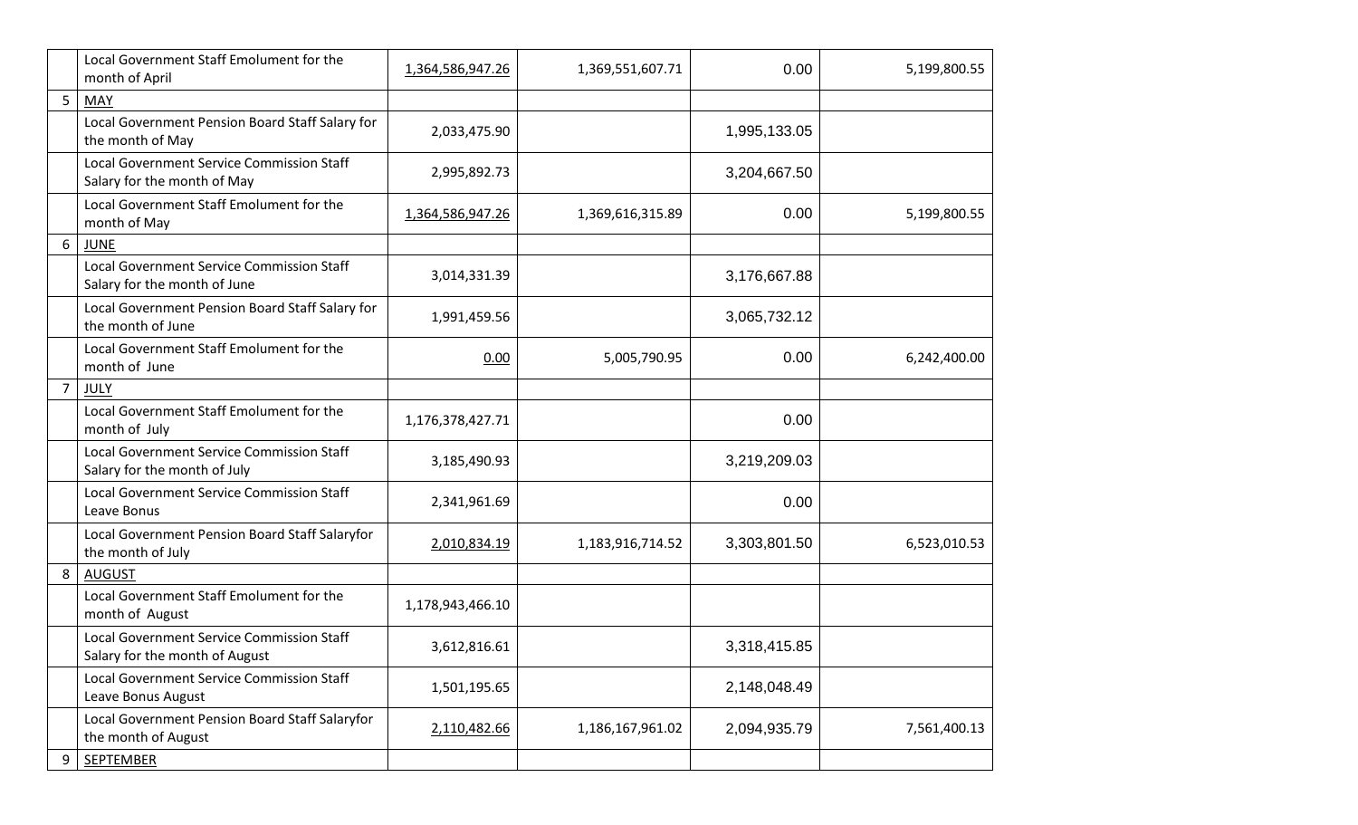| | | | | | |
|---|---|---|---|---|---|
| | Local Government Staff Emolument for the month of April | 1,364,586,947.26 | 1,369,551,607.71 | 0.00 | 5,199,800.55 |
| 5 | MAY | | | | |
| | Local Government Pension Board Staff Salary for the month of May | 2,033,475.90 | | 1,995,133.05 | |
| | Local Government Service Commission Staff Salary for the month of May | 2,995,892.73 | | 3,204,667.50 | |
| | Local Government Staff Emolument for the month of May | 1,364,586,947.26 | 1,369,616,315.89 | 0.00 | 5,199,800.55 |
| 6 | JUNE | | | | |
| | Local Government Service Commission Staff Salary for the month of June | 3,014,331.39 | | 3,176,667.88 | |
| | Local Government Pension Board Staff Salary for the month of June | 1,991,459.56 | | 3,065,732.12 | |
| | Local Government Staff Emolument for the month of June | 0.00 | 5,005,790.95 | 0.00 | 6,242,400.00 |
| 7 | JULY | | | | |
| | Local Government Staff Emolument for the month of July | 1,176,378,427.71 | | 0.00 | |
| | Local Government Service Commission Staff Salary for the month of July | 3,185,490.93 | | 3,219,209.03 | |
| | Local Government Service Commission Staff Leave Bonus | 2,341,961.69 | | 0.00 | |
| | Local Government Pension Board Staff Salaryfor the month of July | 2,010,834.19 | 1,183,916,714.52 | 3,303,801.50 | 6,523,010.53 |
| 8 | AUGUST | | | | |
| | Local Government Staff Emolument for the month of August | 1,178,943,466.10 | | | |
| | Local Government Service Commission Staff Salary for the month of August | 3,612,816.61 | | 3,318,415.85 | |
| | Local Government Service Commission Staff Leave Bonus August | 1,501,195.65 | | 2,148,048.49 | |
| | Local Government Pension Board Staff Salaryfor the month of August | 2,110,482.66 | 1,186,167,961.02 | 2,094,935.79 | 7,561,400.13 |
| 9 | SEPTEMBER | | | | |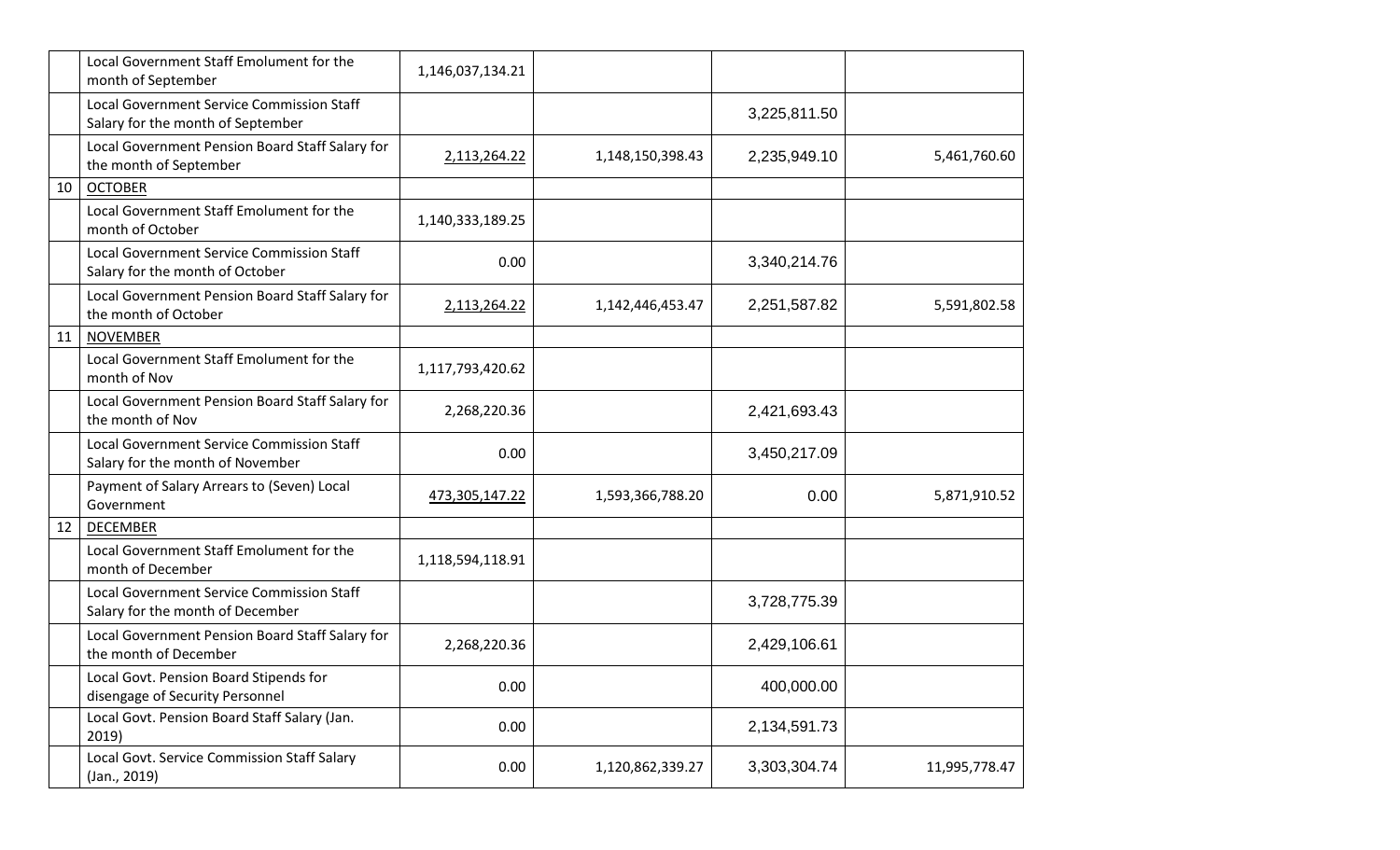| | | | | | |
|---|---|---|---|---|---|
| | Local Government Staff Emolument for the month of September | 1,146,037,134.21 | | | |
| | Local Government Service Commission Staff Salary for the month of September | | | 3,225,811.50 | |
| | Local Government Pension Board Staff Salary for the month of September | 2,113,264.22 | 1,148,150,398.43 | 2,235,949.10 | 5,461,760.60 |
| 10 | OCTOBER | | | | |
| | Local Government Staff Emolument for the month of October | 1,140,333,189.25 | | | |
| | Local Government Service Commission Staff Salary for the month of October | 0.00 | | 3,340,214.76 | |
| | Local Government Pension Board Staff Salary for the month of October | 2,113,264.22 | 1,142,446,453.47 | 2,251,587.82 | 5,591,802.58 |
| 11 | NOVEMBER | | | | |
| | Local Government Staff Emolument for the month of Nov | 1,117,793,420.62 | | | |
| | Local Government Pension Board Staff Salary for the month of Nov | 2,268,220.36 | | 2,421,693.43 | |
| | Local Government Service Commission Staff Salary for the month of November | 0.00 | | 3,450,217.09 | |
| | Payment of Salary Arrears to (Seven) Local Government | 473,305,147.22 | 1,593,366,788.20 | 0.00 | 5,871,910.52 |
| 12 | DECEMBER | | | | |
| | Local Government Staff Emolument for the month of December | 1,118,594,118.91 | | | |
| | Local Government Service Commission Staff Salary for the month of December | | | 3,728,775.39 | |
| | Local Government Pension Board Staff Salary for the month of December | 2,268,220.36 | | 2,429,106.61 | |
| | Local Govt. Pension Board Stipends for disengage of Security Personnel | 0.00 | | 400,000.00 | |
| | Local Govt. Pension Board Staff Salary (Jan. 2019) | 0.00 | | 2,134,591.73 | |
| | Local Govt. Service Commission Staff Salary (Jan., 2019) | 0.00 | 1,120,862,339.27 | 3,303,304.74 | 11,995,778.47 |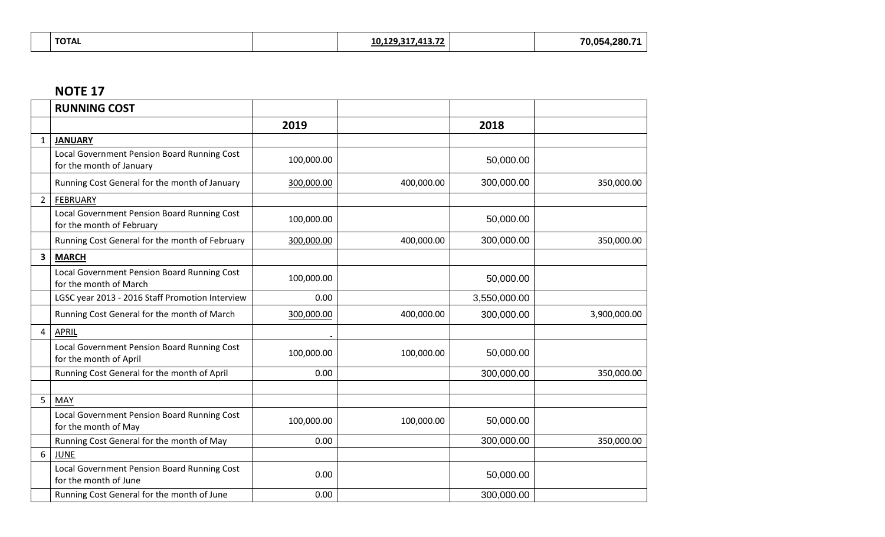|  | TOTAL |  | 10,129,317,413.72 |  | 70,054,280.71 |
|---|---|---|---|---|---|

## NOTE 17

|  | RUNNING COST |  |  |  |  |
|---|---|---|---|---|---|
|  |  | 2019 |  | 2018 |  |
| 1 | JANUARY |  |  |  |  |
|  | Local Government Pension Board Running Cost for the month of January | 100,000.00 |  | 50,000.00 |  |
|  | Running Cost General for the month of January | 300,000.00 | 400,000.00 | 300,000.00 | 350,000.00 |
| 2 | FEBRUARY |  |  |  |  |
|  | Local Government Pension Board Running Cost for the month of February | 100,000.00 |  | 50,000.00 |  |
|  | Running Cost General for the month of February | 300,000.00 | 400,000.00 | 300,000.00 | 350,000.00 |
| 3 | MARCH |  |  |  |  |
|  | Local Government Pension Board Running Cost for the month of March | 100,000.00 |  | 50,000.00 |  |
|  | LGSC year 2013 - 2016 Staff Promotion Interview | 0.00 |  | 3,550,000.00 |  |
|  | Running Cost General for the month of March | 300,000.00 | 400,000.00 | 300,000.00 | 3,900,000.00 |
| 4 | APRIL | - |  |  |  |
|  | Local Government Pension Board Running Cost for the month of April | 100,000.00 | 100,000.00 | 50,000.00 |  |
|  | Running Cost General for the month of April | 0.00 |  | 300,000.00 | 350,000.00 |
|  |  |  |  |  |  |
| 5 | MAY |  |  |  |  |
|  | Local Government Pension Board Running Cost for the month of May | 100,000.00 | 100,000.00 | 50,000.00 |  |
|  | Running Cost General for the month of May | 0.00 |  | 300,000.00 | 350,000.00 |
| 6 | JUNE |  |  |  |  |
|  | Local Government Pension Board Running Cost for the month of June | 0.00 |  | 50,000.00 |  |
|  | Running Cost General for the month of June | 0.00 |  | 300,000.00 |  |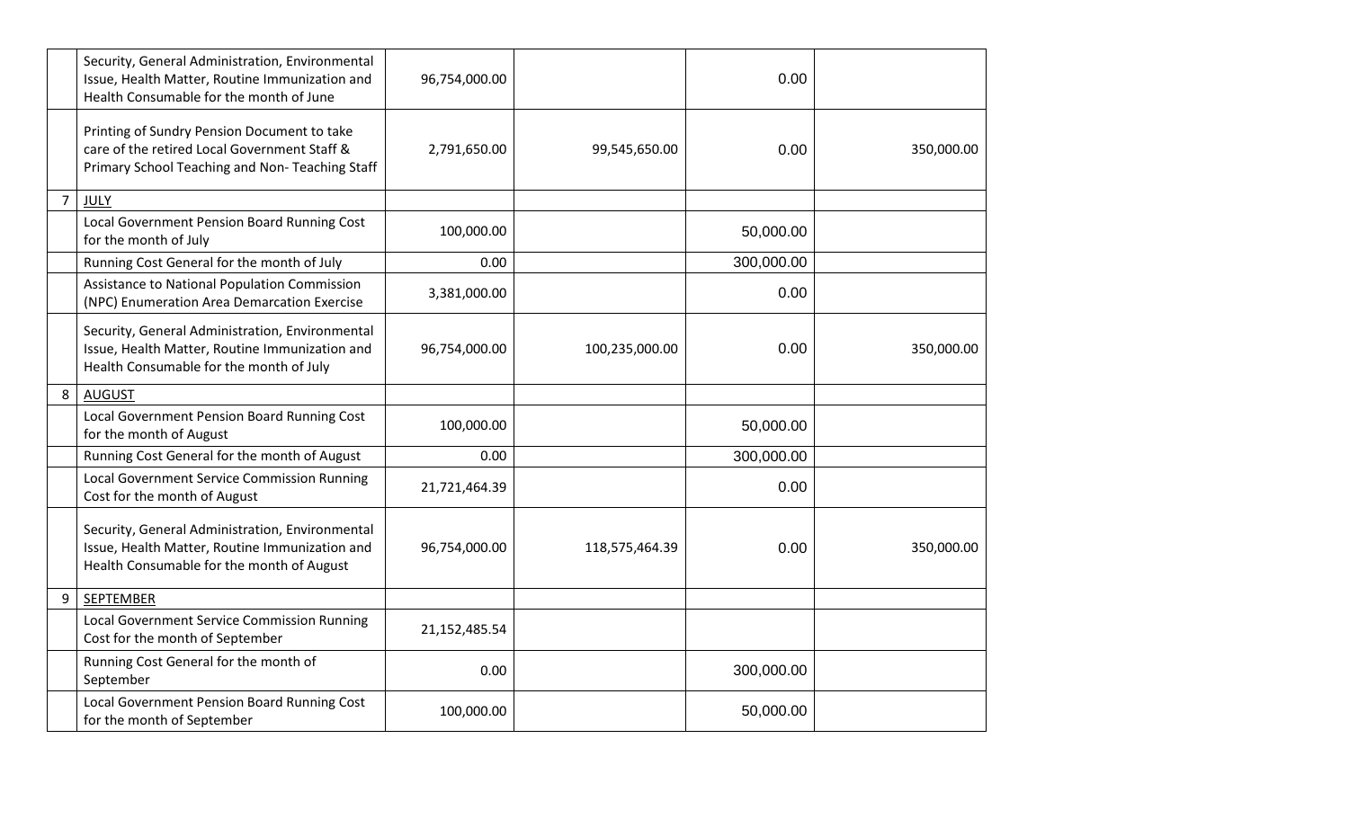| | | | | | |
|---|---|---|---|---|---|
| | Security, General Administration, Environmental Issue, Health Matter, Routine Immunization and Health Consumable for the month of June | 96,754,000.00 | | 0.00 | |
| | Printing of Sundry Pension Document to take care of the retired Local Government Staff & Primary School Teaching and Non- Teaching Staff | 2,791,650.00 | 99,545,650.00 | 0.00 | 350,000.00 |
| 7 | JULY | | | | |
| | Local Government Pension Board Running Cost for the month of July | 100,000.00 | | 50,000.00 | |
| | Running Cost General for the month of July | 0.00 | | 300,000.00 | |
| | Assistance to National Population Commission (NPC) Enumeration Area Demarcation Exercise | 3,381,000.00 | | 0.00 | |
| | Security, General Administration, Environmental Issue, Health Matter, Routine Immunization and Health Consumable for the month of July | 96,754,000.00 | 100,235,000.00 | 0.00 | 350,000.00 |
| 8 | AUGUST | | | | |
| | Local Government Pension Board Running Cost for the month of August | 100,000.00 | | 50,000.00 | |
| | Running Cost General for the month of August | 0.00 | | 300,000.00 | |
| | Local Government Service Commission Running Cost for the month of August | 21,721,464.39 | | 0.00 | |
| | Security, General Administration, Environmental Issue, Health Matter, Routine Immunization and Health Consumable for the month of August | 96,754,000.00 | 118,575,464.39 | 0.00 | 350,000.00 |
| 9 | SEPTEMBER | | | | |
| | Local Government Service Commission Running Cost for the month of September | 21,152,485.54 | | | |
| | Running Cost General for the month of September | 0.00 | | 300,000.00 | |
| | Local Government Pension Board Running Cost for the month of September | 100,000.00 | | 50,000.00 | |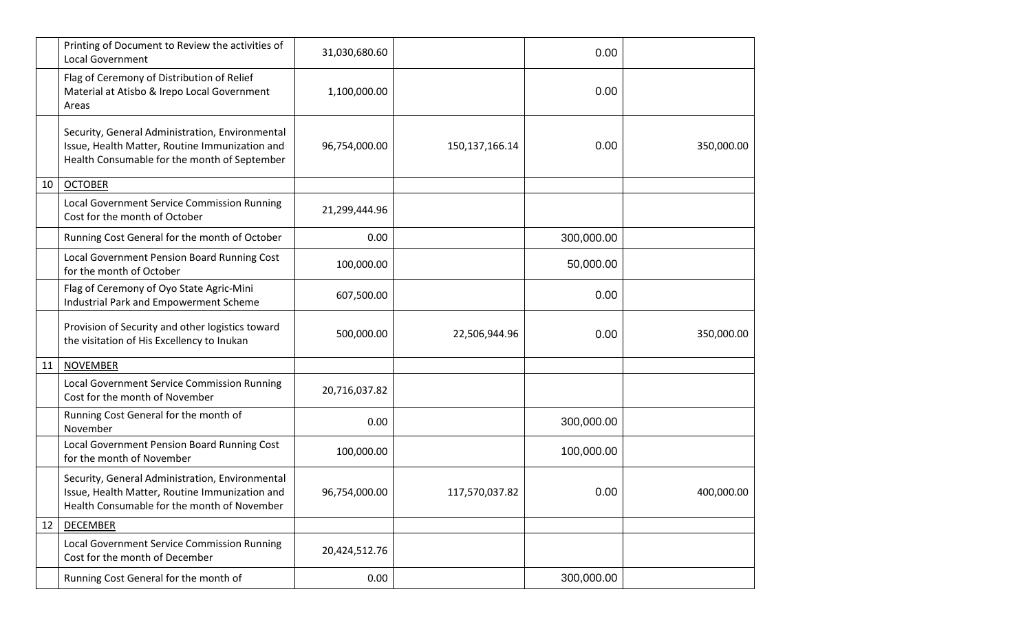| | | | | | |
|---|---|---|---|---|---|
| | Printing of Document to Review the activities of Local Government | 31,030,680.60 | | 0.00 | |
| | Flag of Ceremony of Distribution of Relief Material at Atisbo & Irepo Local Government Areas | 1,100,000.00 | | 0.00 | |
| | Security, General Administration, Environmental Issue, Health Matter, Routine Immunization and Health Consumable for the month of September | 96,754,000.00 | 150,137,166.14 | 0.00 | 350,000.00 |
| 10 | <u>OCTOBER</u> | | | | |
| | Local Government Service Commission Running Cost for the month of October | 21,299,444.96 | | | |
| | Running Cost General for the month of October | 0.00 | | 300,000.00 | |
| | Local Government Pension Board Running Cost for the month of October | 100,000.00 | | 50,000.00 | |
| | Flag of Ceremony of Oyo State Agric-Mini Industrial Park and Empowerment Scheme | 607,500.00 | | 0.00 | |
| | Provision of Security and other logistics toward the visitation of His Excellency to Inukan | 500,000.00 | 22,506,944.96 | 0.00 | 350,000.00 |
| 11 | <u>NOVEMBER</u> | | | | |
| | Local Government Service Commission Running Cost for the month of November | 20,716,037.82 | | | |
| | Running Cost General for the month of November | 0.00 | | 300,000.00 | |
| | Local Government Pension Board Running Cost for the month of November | 100,000.00 | | 100,000.00 | |
| | Security, General Administration, Environmental Issue, Health Matter, Routine Immunization and Health Consumable for the month of November | 96,754,000.00 | 117,570,037.82 | 0.00 | 400,000.00 |
| 12 | <u>DECEMBER</u> | | | | |
| | Local Government Service Commission Running Cost for the month of December | 20,424,512.76 | | | |
| | Running Cost General for the month of | 0.00 | | 300,000.00 | |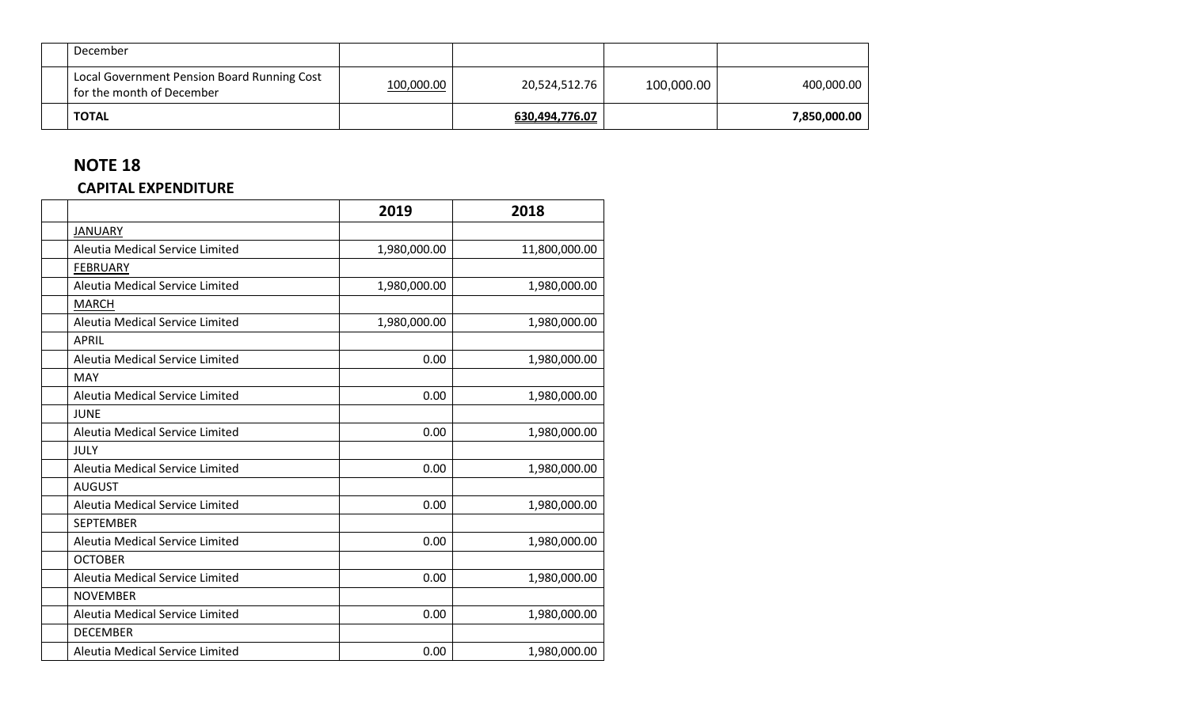| | | | | | |
|---|---|---|---|---|---|
| | December | | | | |
| | Local Government Pension Board Running Cost for the month of December | 100,000.00 | 20,524,512.76 | 100,000.00 | 400,000.00 |
| | **TOTAL** | | **630,494,776.07** | | **7,850,000.00** |

## NOTE 18

### CAPITAL EXPENDITURE

| | | 2019 | 2018 |
|---|---|---|---|
| | JANUARY | | |
| | Aleutia Medical Service Limited | 1,980,000.00 | 11,800,000.00 |
| | FEBRUARY | | |
| | Aleutia Medical Service Limited | 1,980,000.00 | 1,980,000.00 |
| | MARCH | | |
| | Aleutia Medical Service Limited | 1,980,000.00 | 1,980,000.00 |
| | APRIL | | |
| | Aleutia Medical Service Limited | 0.00 | 1,980,000.00 |
| | MAY | | |
| | Aleutia Medical Service Limited | 0.00 | 1,980,000.00 |
| | JUNE | | |
| | Aleutia Medical Service Limited | 0.00 | 1,980,000.00 |
| | JULY | | |
| | Aleutia Medical Service Limited | 0.00 | 1,980,000.00 |
| | AUGUST | | |
| | Aleutia Medical Service Limited | 0.00 | 1,980,000.00 |
| | SEPTEMBER | | |
| | Aleutia Medical Service Limited | 0.00 | 1,980,000.00 |
| | OCTOBER | | |
| | Aleutia Medical Service Limited | 0.00 | 1,980,000.00 |
| | NOVEMBER | | |
| | Aleutia Medical Service Limited | 0.00 | 1,980,000.00 |
| | DECEMBER | | |
| | Aleutia Medical Service Limited | 0.00 | 1,980,000.00 |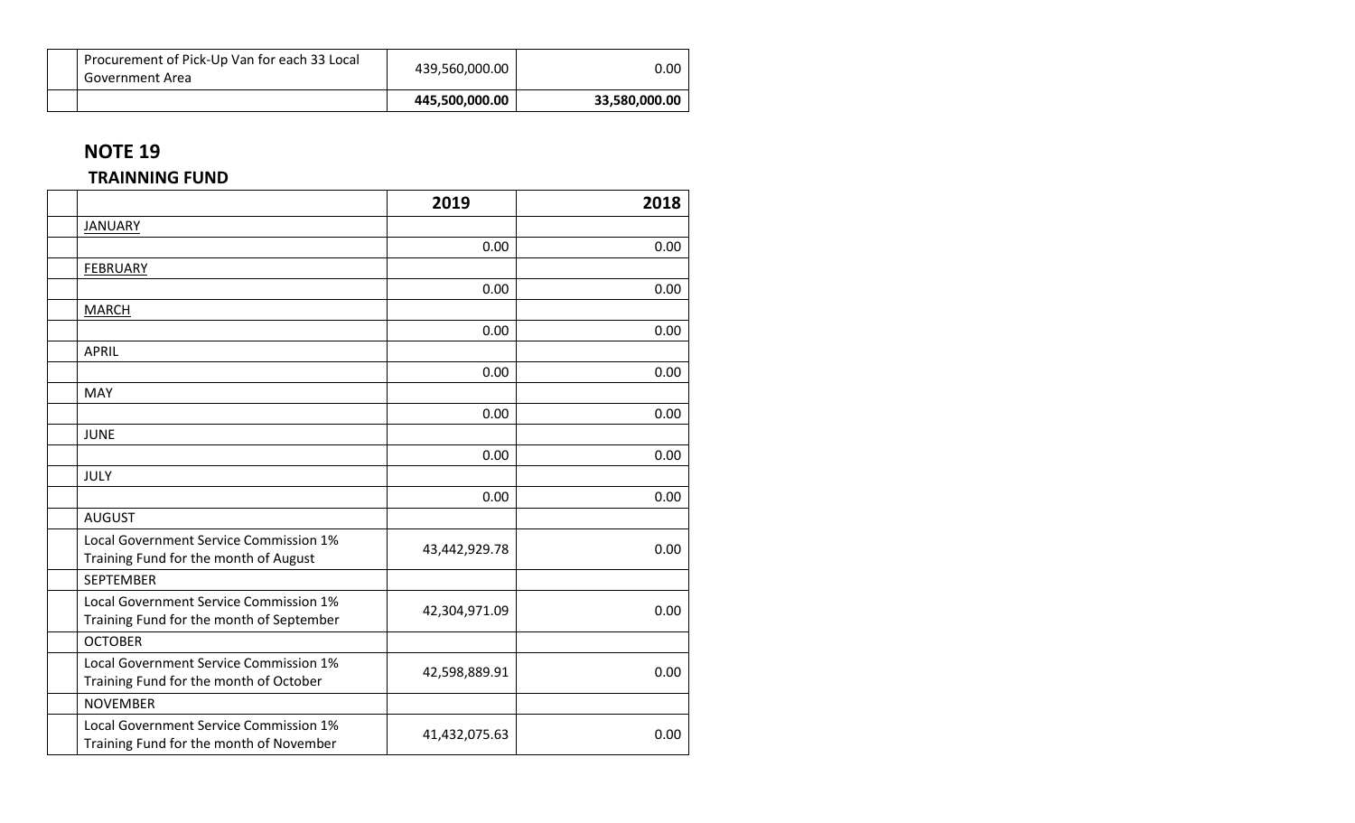| | | | |
|---|---|---|---|
| | Procurement of Pick-Up Van for each 33 Local Government Area | 439,560,000.00 | 0.00 |
| | | **445,500,000.00** | **33,580,000.00** |

## NOTE 19

### TRAINNING FUND

| | | 2019 | 2018 |
|---|---|---|---|
| | JANUARY | | |
| | | 0.00 | 0.00 |
| | FEBRUARY | | |
| | | 0.00 | 0.00 |
| | MARCH | | |
| | | 0.00 | 0.00 |
| | APRIL | | |
| | | 0.00 | 0.00 |
| | MAY | | |
| | | 0.00 | 0.00 |
| | JUNE | | |
| | | 0.00 | 0.00 |
| | JULY | | |
| | | 0.00 | 0.00 |
| | AUGUST | | |
| | Local Government Service Commission 1% Training Fund for the month of August | 43,442,929.78 | 0.00 |
| | SEPTEMBER | | |
| | Local Government Service Commission 1% Training Fund for the month of September | 42,304,971.09 | 0.00 |
| | OCTOBER | | |
| | Local Government Service Commission 1% Training Fund for the month of October | 42,598,889.91 | 0.00 |
| | NOVEMBER | | |
| | Local Government Service Commission 1% Training Fund for the month of November | 41,432,075.63 | 0.00 |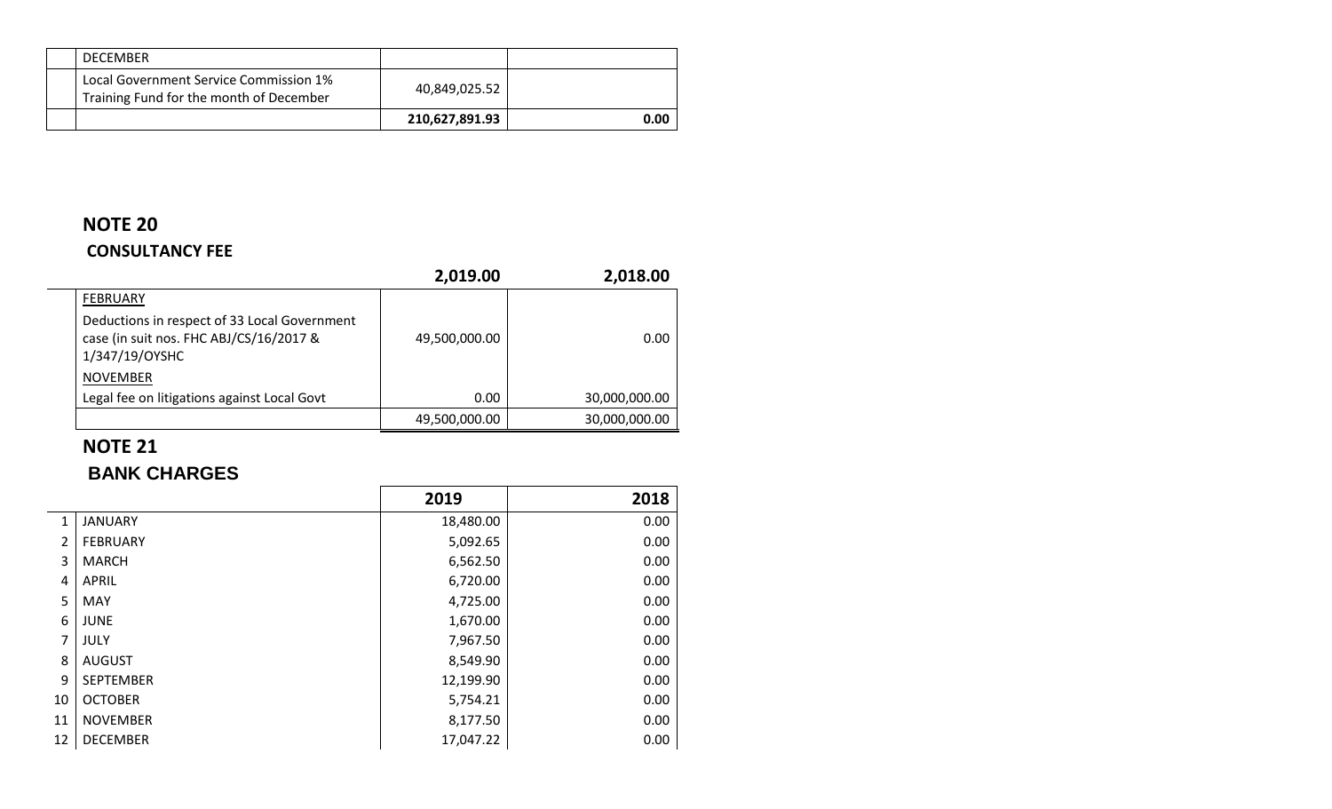| | | | |
|---|---|---|---|
| | DECEMBER | | |
| | Local Government Service Commission 1% Training Fund for the month of December | 40,849,025.52 | |
| | | **210,627,891.93** | **0.00** |

## NOTE 20

### CONSULTANCY FEE

| | | 2,019.00 | 2,018.00 |
|---|---|---|---|
| | FEBRUARY | | |
| | Deductions in respect of 33 Local Government case (in suit nos. FHC ABJ/CS/16/2017 & 1/347/19/OYSHC | 49,500,000.00 | 0.00 |
| | NOVEMBER | | |
| | Legal fee on litigations against Local Govt | 0.00 | 30,000,000.00 |
| | | 49,500,000.00 | 30,000,000.00 |

## NOTE 21

### BANK CHARGES

| | | 2019 | 2018 |
|---|---|---|---|
| 1 | JANUARY | 18,480.00 | 0.00 |
| 2 | FEBRUARY | 5,092.65 | 0.00 |
| 3 | MARCH | 6,562.50 | 0.00 |
| 4 | APRIL | 6,720.00 | 0.00 |
| 5 | MAY | 4,725.00 | 0.00 |
| 6 | JUNE | 1,670.00 | 0.00 |
| 7 | JULY | 7,967.50 | 0.00 |
| 8 | AUGUST | 8,549.90 | 0.00 |
| 9 | SEPTEMBER | 12,199.90 | 0.00 |
| 10 | OCTOBER | 5,754.21 | 0.00 |
| 11 | NOVEMBER | 8,177.50 | 0.00 |
| 12 | DECEMBER | 17,047.22 | 0.00 |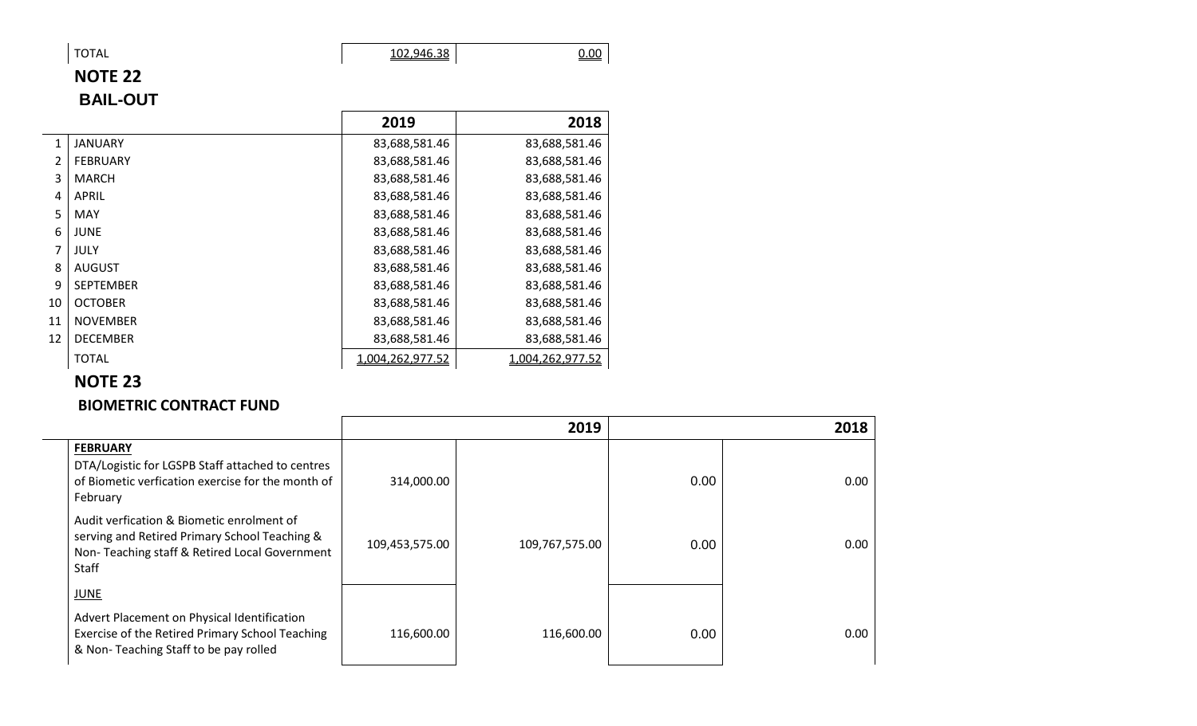| | TOTAL | 102,946.38 | 0.00 |
|---|---|---|---|

## NOTE 22

### BAIL-OUT

| | | 2019 | 2018 |
|---|---|---|---|
| 1 | JANUARY | 83,688,581.46 | 83,688,581.46 |
| 2 | FEBRUARY | 83,688,581.46 | 83,688,581.46 |
| 3 | MARCH | 83,688,581.46 | 83,688,581.46 |
| 4 | APRIL | 83,688,581.46 | 83,688,581.46 |
| 5 | MAY | 83,688,581.46 | 83,688,581.46 |
| 6 | JUNE | 83,688,581.46 | 83,688,581.46 |
| 7 | JULY | 83,688,581.46 | 83,688,581.46 |
| 8 | AUGUST | 83,688,581.46 | 83,688,581.46 |
| 9 | SEPTEMBER | 83,688,581.46 | 83,688,581.46 |
| 10 | OCTOBER | 83,688,581.46 | 83,688,581.46 |
| 11 | NOVEMBER | 83,688,581.46 | 83,688,581.46 |
| 12 | DECEMBER | 83,688,581.46 | 83,688,581.46 |
| | TOTAL | 1,004,262,977.52 | 1,004,262,977.52 |

## NOTE 23

### BIOMETRIC CONTRACT FUND

| | 2019 | | 2018 | |
|---|---|---|---|---|
| **FEBRUARY**<br>DTA/Logistic for LGSPB Staff attached to centres of Biometic verfication exercise for the month of February | 314,000.00 | | 0.00 | 0.00 |
| Audit verfication & Biometic enrolment of serving and Retired Primary School Teaching & Non- Teaching staff & Retired Local Government Staff | 109,453,575.00 | 109,767,575.00 | 0.00 | 0.00 |
| JUNE<br>Advert Placement on Physical Identification Exercise of the Retired Primary School Teaching & Non- Teaching Staff to be pay rolled | 116,600.00 | 116,600.00 | 0.00 | 0.00 |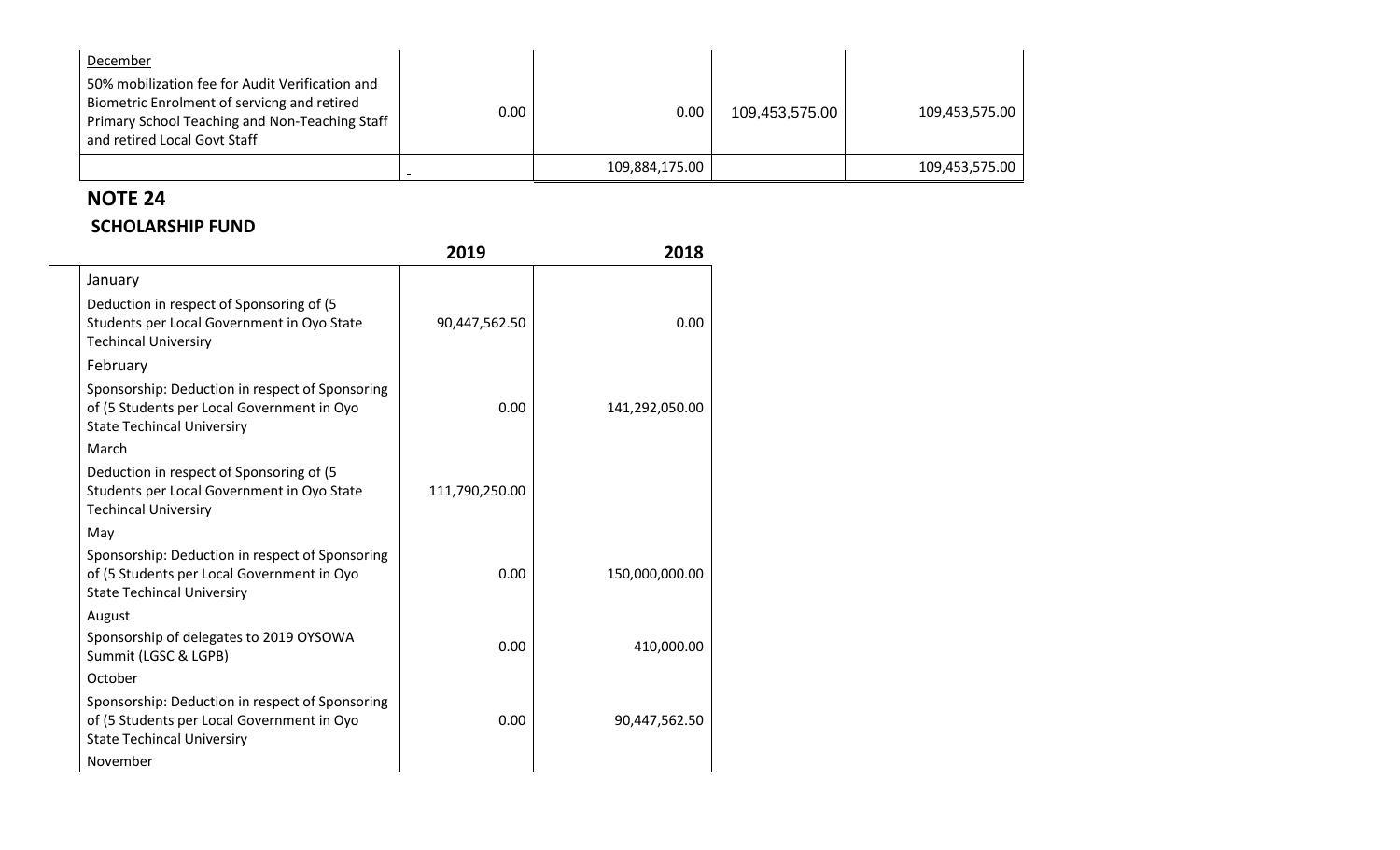| | | | | |
|---|---|---|---|---|
| December<br>50% mobilization fee for Audit Verification and Biometric Enrolment of servicng and retired Primary School Teaching and Non-Teaching Staff and retired Local Govt Staff | 0.00 | 0.00 | 109,453,575.00 | 109,453,575.00 |
| | - | 109,884,175.00 | | 109,453,575.00 |

## NOTE 24

### SCHOLARSHIP FUND

| | 2019 | 2018 |
|---|---|---|
| January | | |
| Deduction in respect of Sponsoring of (5 Students per Local Government in Oyo State Techincal Universiry | 90,447,562.50 | 0.00 |
| February | | |
| Sponsorship: Deduction in respect of Sponsoring of (5 Students per Local Government in Oyo State Techincal Universiry | 0.00 | 141,292,050.00 |
| March | | |
| Deduction in respect of Sponsoring of (5 Students per Local Government in Oyo State Techincal Universiry | 111,790,250.00 | |
| May | | |
| Sponsorship: Deduction in respect of Sponsoring of (5 Students per Local Government in Oyo State Techincal Universiry | 0.00 | 150,000,000.00 |
| August | | |
| Sponsorship of delegates to 2019 OYSOWA Summit (LGSC & LGPB) | 0.00 | 410,000.00 |
| October | | |
| Sponsorship: Deduction in respect of Sponsoring of (5 Students per Local Government in Oyo State Techincal Universiry | 0.00 | 90,447,562.50 |
| November | | |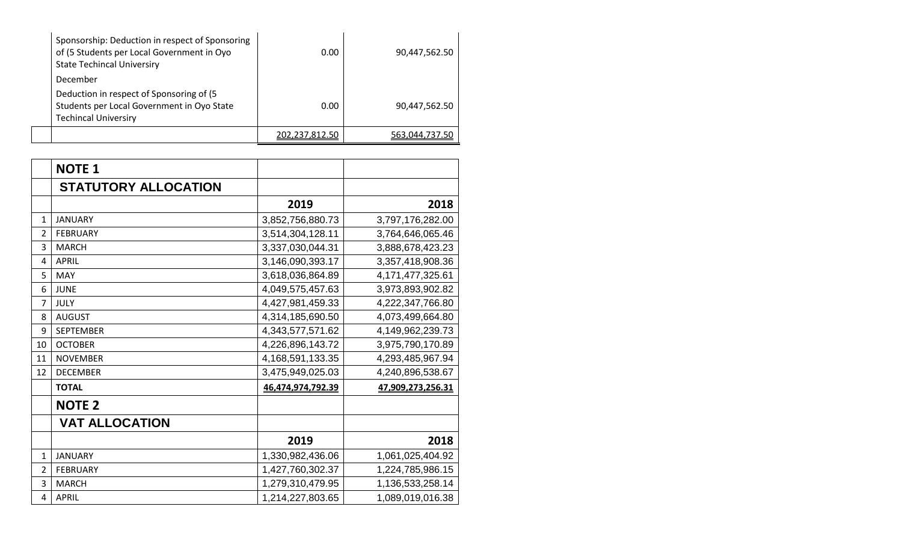| | | | |
|---|---|---|---|
| | Sponsorship: Deduction in respect of Sponsoring of (5 Students per Local Government in Oyo State Techincal Universiry | 0.00 | 90,447,562.50 |
| | December | | |
| | Deduction in respect of Sponsoring of (5 Students per Local Government in Oyo State Techincal Universiry | 0.00 | 90,447,562.50 |
| | | 202,237,812.50 | 563,044,737.50 |

| | **NOTE 1** | | |
|---|---|---|---|
| | **STATUTORY ALLOCATION** | | |
| | | **2019** | **2018** |
| 1 | JANUARY | 3,852,756,880.73 | 3,797,176,282.00 |
| 2 | FEBRUARY | 3,514,304,128.11 | 3,764,646,065.46 |
| 3 | MARCH | 3,337,030,044.31 | 3,888,678,423.23 |
| 4 | APRIL | 3,146,090,393.17 | 3,357,418,908.36 |
| 5 | MAY | 3,618,036,864.89 | 4,171,477,325.61 |
| 6 | JUNE | 4,049,575,457.63 | 3,973,893,902.82 |
| 7 | JULY | 4,427,981,459.33 | 4,222,347,766.80 |
| 8 | AUGUST | 4,314,185,690.50 | 4,073,499,664.80 |
| 9 | SEPTEMBER | 4,343,577,571.62 | 4,149,962,239.73 |
| 10 | OCTOBER | 4,226,896,143.72 | 3,975,790,170.89 |
| 11 | NOVEMBER | 4,168,591,133.35 | 4,293,485,967.94 |
| 12 | DECEMBER | 3,475,949,025.03 | 4,240,896,538.67 |
| | **TOTAL** | **46,474,974,792.39** | **47,909,273,256.31** |
| | **NOTE 2** | | |
| | **VAT ALLOCATION** | | |
| | | **2019** | **2018** |
| 1 | JANUARY | 1,330,982,436.06 | 1,061,025,404.92 |
| 2 | FEBRUARY | 1,427,760,302.37 | 1,224,785,986.15 |
| 3 | MARCH | 1,279,310,479.95 | 1,136,533,258.14 |
| 4 | APRIL | 1,214,227,803.65 | 1,089,019,016.38 |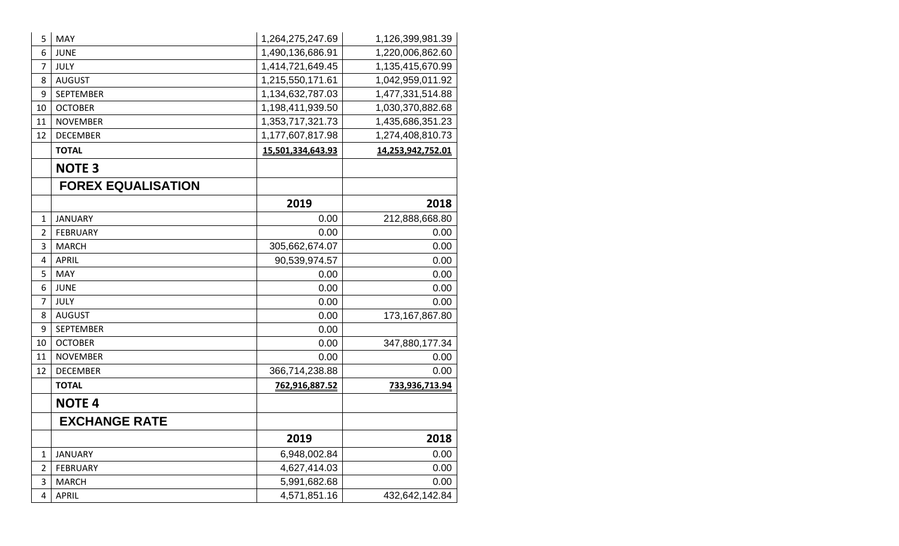| | | | |
|---|---|---|---|
| 5 | MAY | 1,264,275,247.69 | 1,126,399,981.39 |
| 6 | JUNE | 1,490,136,686.91 | 1,220,006,862.60 |
| 7 | JULY | 1,414,721,649.45 | 1,135,415,670.99 |
| 8 | AUGUST | 1,215,550,171.61 | 1,042,959,011.92 |
| 9 | SEPTEMBER | 1,134,632,787.03 | 1,477,331,514.88 |
| 10 | OCTOBER | 1,198,411,939.50 | 1,030,370,882.68 |
| 11 | NOVEMBER | 1,353,717,321.73 | 1,435,686,351.23 |
| 12 | DECEMBER | 1,177,607,817.98 | 1,274,408,810.73 |
| | **TOTAL** | **15,501,334,643.93** | **14,253,942,752.01** |

## NOTE 3

### FOREX EQUALISATION

| | | 2019 | 2018 |
|---|---|---|---|
| 1 | JANUARY | 0.00 | 212,888,668.80 |
| 2 | FEBRUARY | 0.00 | 0.00 |
| 3 | MARCH | 305,662,674.07 | 0.00 |
| 4 | APRIL | 90,539,974.57 | 0.00 |
| 5 | MAY | 0.00 | 0.00 |
| 6 | JUNE | 0.00 | 0.00 |
| 7 | JULY | 0.00 | 0.00 |
| 8 | AUGUST | 0.00 | 173,167,867.80 |
| 9 | SEPTEMBER | 0.00 | |
| 10 | OCTOBER | 0.00 | 347,880,177.34 |
| 11 | NOVEMBER | 0.00 | 0.00 |
| 12 | DECEMBER | 366,714,238.88 | 0.00 |
| | **TOTAL** | **762,916,887.52** | **733,936,713.94** |

## NOTE 4

### EXCHANGE RATE

| | | 2019 | 2018 |
|---|---|---|---|
| 1 | JANUARY | 6,948,002.84 | 0.00 |
| 2 | FEBRUARY | 4,627,414.03 | 0.00 |
| 3 | MARCH | 5,991,682.68 | 0.00 |
| 4 | APRIL | 4,571,851.16 | 432,642,142.84 |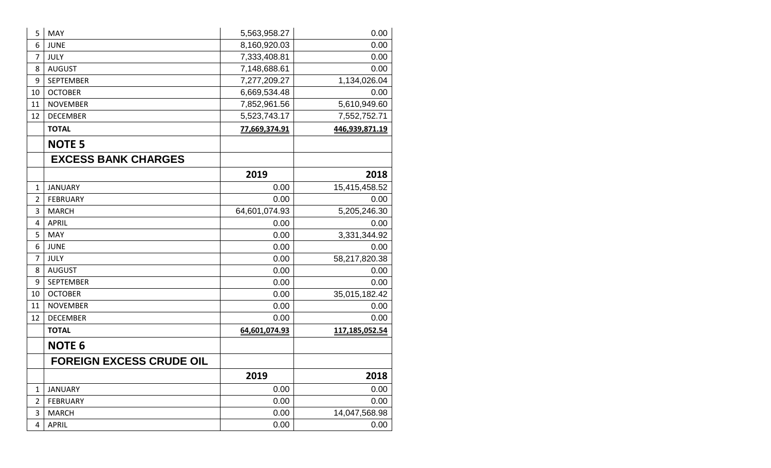| | | | |
|---|---|---|---|
| 5 | MAY | 5,563,958.27 | 0.00 |
| 6 | JUNE | 8,160,920.03 | 0.00 |
| 7 | JULY | 7,333,408.81 | 0.00 |
| 8 | AUGUST | 7,148,688.61 | 0.00 |
| 9 | SEPTEMBER | 7,277,209.27 | 1,134,026.04 |
| 10 | OCTOBER | 6,669,534.48 | 0.00 |
| 11 | NOVEMBER | 7,852,961.56 | 5,610,949.60 |
| 12 | DECEMBER | 5,523,743.17 | 7,552,752.71 |
| | **TOTAL** | **77,669,374.91** | **446,939,871.19** |

## NOTE 5

## EXCESS BANK CHARGES

| | | 2019 | 2018 |
|---|---|---|---|
| 1 | JANUARY | 0.00 | 15,415,458.52 |
| 2 | FEBRUARY | 0.00 | 0.00 |
| 3 | MARCH | 64,601,074.93 | 5,205,246.30 |
| 4 | APRIL | 0.00 | 0.00 |
| 5 | MAY | 0.00 | 3,331,344.92 |
| 6 | JUNE | 0.00 | 0.00 |
| 7 | JULY | 0.00 | 58,217,820.38 |
| 8 | AUGUST | 0.00 | 0.00 |
| 9 | SEPTEMBER | 0.00 | 0.00 |
| 10 | OCTOBER | 0.00 | 35,015,182.42 |
| 11 | NOVEMBER | 0.00 | 0.00 |
| 12 | DECEMBER | 0.00 | 0.00 |
| | **TOTAL** | **64,601,074.93** | **117,185,052.54** |

## NOTE 6

## FOREIGN EXCESS CRUDE OIL

| | | 2019 | 2018 |
|---|---|---|---|
| 1 | JANUARY | 0.00 | 0.00 |
| 2 | FEBRUARY | 0.00 | 0.00 |
| 3 | MARCH | 0.00 | 14,047,568.98 |
| 4 | APRIL | 0.00 | 0.00 |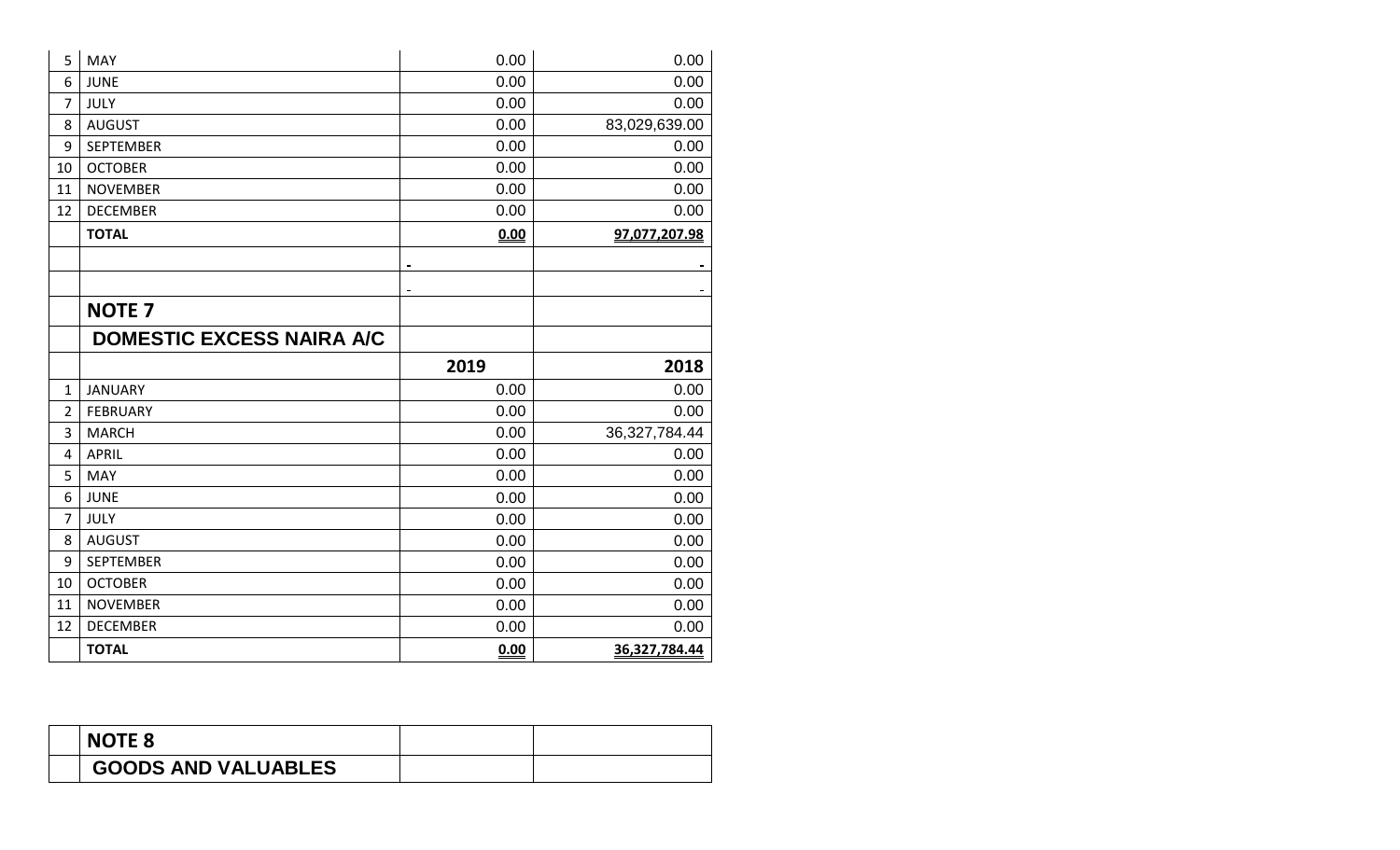| | | | |
|---|---|---|---|
| 5 | MAY | 0.00 | 0.00 |
| 6 | JUNE | 0.00 | 0.00 |
| 7 | JULY | 0.00 | 0.00 |
| 8 | AUGUST | 0.00 | 83,029,639.00 |
| 9 | SEPTEMBER | 0.00 | 0.00 |
| 10 | OCTOBER | 0.00 | 0.00 |
| 11 | NOVEMBER | 0.00 | 0.00 |
| 12 | DECEMBER | 0.00 | 0.00 |
| | **TOTAL** | **0.00** | **97,077,207.98** |
| | | - | - |
| | | - | - |

| | **NOTE 7** | | |
|---|---|---|---|
| | **DOMESTIC EXCESS NAIRA A/C** | | |
| | | **2019** | **2018** |
| 1 | JANUARY | 0.00 | 0.00 |
| 2 | FEBRUARY | 0.00 | 0.00 |
| 3 | MARCH | 0.00 | 36,327,784.44 |
| 4 | APRIL | 0.00 | 0.00 |
| 5 | MAY | 0.00 | 0.00 |
| 6 | JUNE | 0.00 | 0.00 |
| 7 | JULY | 0.00 | 0.00 |
| 8 | AUGUST | 0.00 | 0.00 |
| 9 | SEPTEMBER | 0.00 | 0.00 |
| 10 | OCTOBER | 0.00 | 0.00 |
| 11 | NOVEMBER | 0.00 | 0.00 |
| 12 | DECEMBER | 0.00 | 0.00 |
| | **TOTAL** | **0.00** | **36,327,784.44** |

| | **NOTE 8** | | |
|---|---|---|---|
| | **GOODS AND VALUABLES** | | |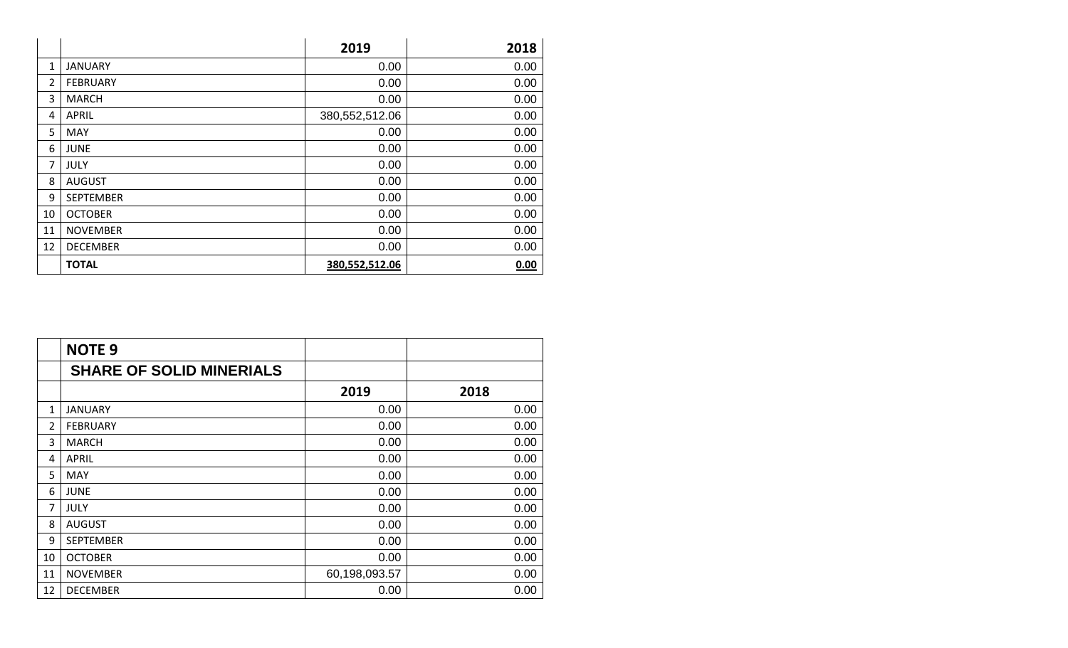| | | 2019 | 2018 |
|---|---|---|---|
| 1 | JANUARY | 0.00 | 0.00 |
| 2 | FEBRUARY | 0.00 | 0.00 |
| 3 | MARCH | 0.00 | 0.00 |
| 4 | APRIL | 380,552,512.06 | 0.00 |
| 5 | MAY | 0.00 | 0.00 |
| 6 | JUNE | 0.00 | 0.00 |
| 7 | JULY | 0.00 | 0.00 |
| 8 | AUGUST | 0.00 | 0.00 |
| 9 | SEPTEMBER | 0.00 | 0.00 |
| 10 | OCTOBER | 0.00 | 0.00 |
| 11 | NOVEMBER | 0.00 | 0.00 |
| 12 | DECEMBER | 0.00 | 0.00 |
| | **TOTAL** | **380,552,512.06** | **0.00** |

| | **NOTE 9** | | |
|---|---|---|---|
| | **SHARE OF SOLID MINERIALS** | | |
| | | **2019** | **2018** |
| 1 | JANUARY | 0.00 | 0.00 |
| 2 | FEBRUARY | 0.00 | 0.00 |
| 3 | MARCH | 0.00 | 0.00 |
| 4 | APRIL | 0.00 | 0.00 |
| 5 | MAY | 0.00 | 0.00 |
| 6 | JUNE | 0.00 | 0.00 |
| 7 | JULY | 0.00 | 0.00 |
| 8 | AUGUST | 0.00 | 0.00 |
| 9 | SEPTEMBER | 0.00 | 0.00 |
| 10 | OCTOBER | 0.00 | 0.00 |
| 11 | NOVEMBER | 60,198,093.57 | 0.00 |
| 12 | DECEMBER | 0.00 | 0.00 |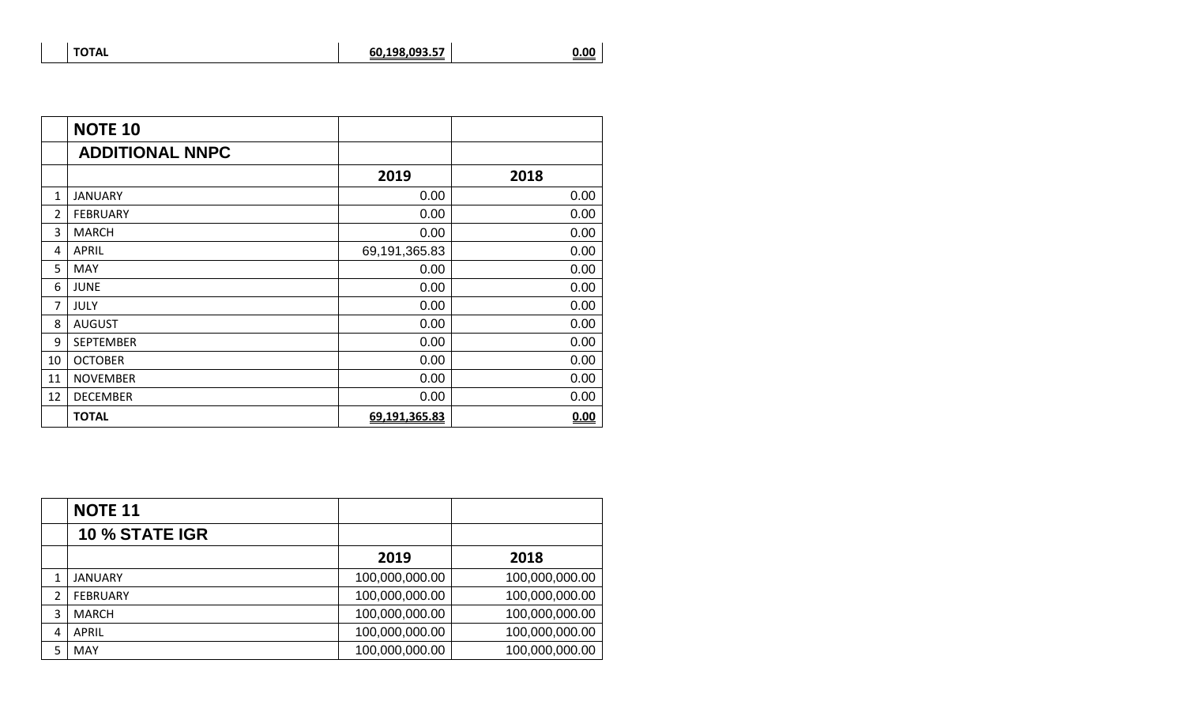| | TOTAL | 60,198,093.57 | 0.00 |
|---|---|---|---|

| | NOTE 10 | | |
|---|---|---|---|
| | ADDITIONAL NNPC | | |
| | | 2019 | 2018 |
| 1 | JANUARY | 0.00 | 0.00 |
| 2 | FEBRUARY | 0.00 | 0.00 |
| 3 | MARCH | 0.00 | 0.00 |
| 4 | APRIL | 69,191,365.83 | 0.00 |
| 5 | MAY | 0.00 | 0.00 |
| 6 | JUNE | 0.00 | 0.00 |
| 7 | JULY | 0.00 | 0.00 |
| 8 | AUGUST | 0.00 | 0.00 |
| 9 | SEPTEMBER | 0.00 | 0.00 |
| 10 | OCTOBER | 0.00 | 0.00 |
| 11 | NOVEMBER | 0.00 | 0.00 |
| 12 | DECEMBER | 0.00 | 0.00 |
| | TOTAL | 69,191,365.83 | 0.00 |

| | NOTE 11 | | |
|---|---|---|---|
| | 10 % STATE IGR | | |
| | | 2019 | 2018 |
| 1 | JANUARY | 100,000,000.00 | 100,000,000.00 |
| 2 | FEBRUARY | 100,000,000.00 | 100,000,000.00 |
| 3 | MARCH | 100,000,000.00 | 100,000,000.00 |
| 4 | APRIL | 100,000,000.00 | 100,000,000.00 |
| 5 | MAY | 100,000,000.00 | 100,000,000.00 |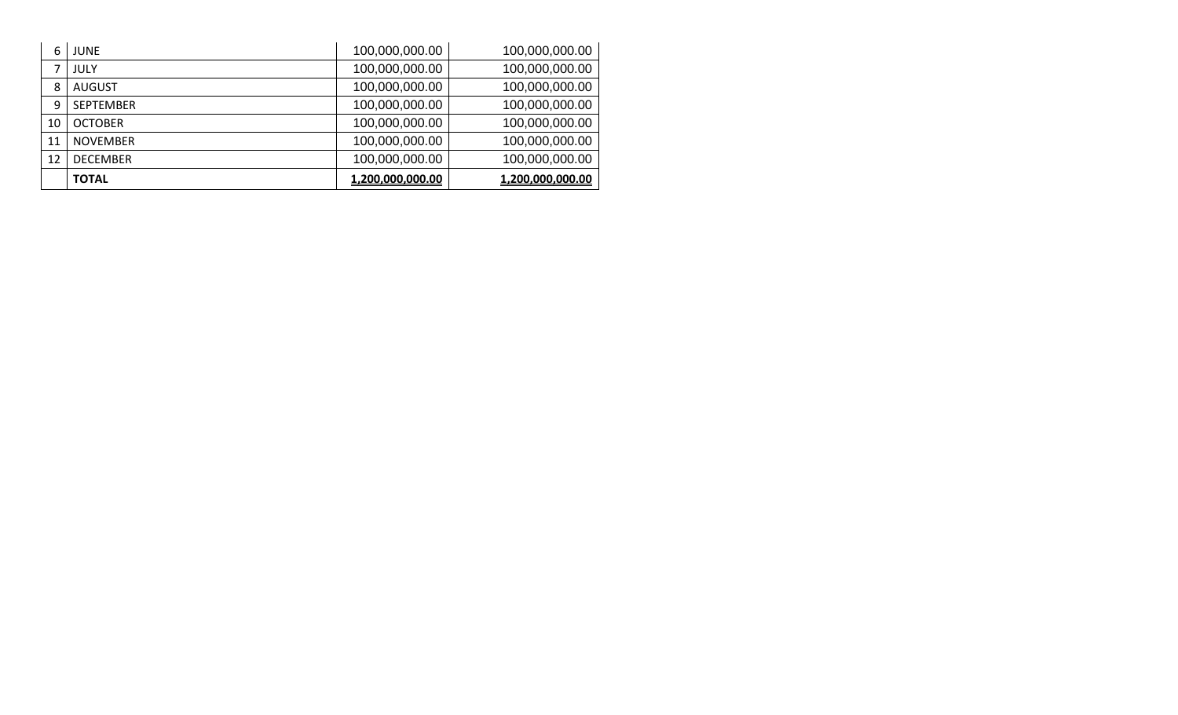| | | | |
|---|---|---|---|
| 6 | JUNE | 100,000,000.00 | 100,000,000.00 |
| 7 | JULY | 100,000,000.00 | 100,000,000.00 |
| 8 | AUGUST | 100,000,000.00 | 100,000,000.00 |
| 9 | SEPTEMBER | 100,000,000.00 | 100,000,000.00 |
| 10 | OCTOBER | 100,000,000.00 | 100,000,000.00 |
| 11 | NOVEMBER | 100,000,000.00 | 100,000,000.00 |
| 12 | DECEMBER | 100,000,000.00 | 100,000,000.00 |
| | **TOTAL** | **1,200,000,000.00** | **1,200,000,000.00** |